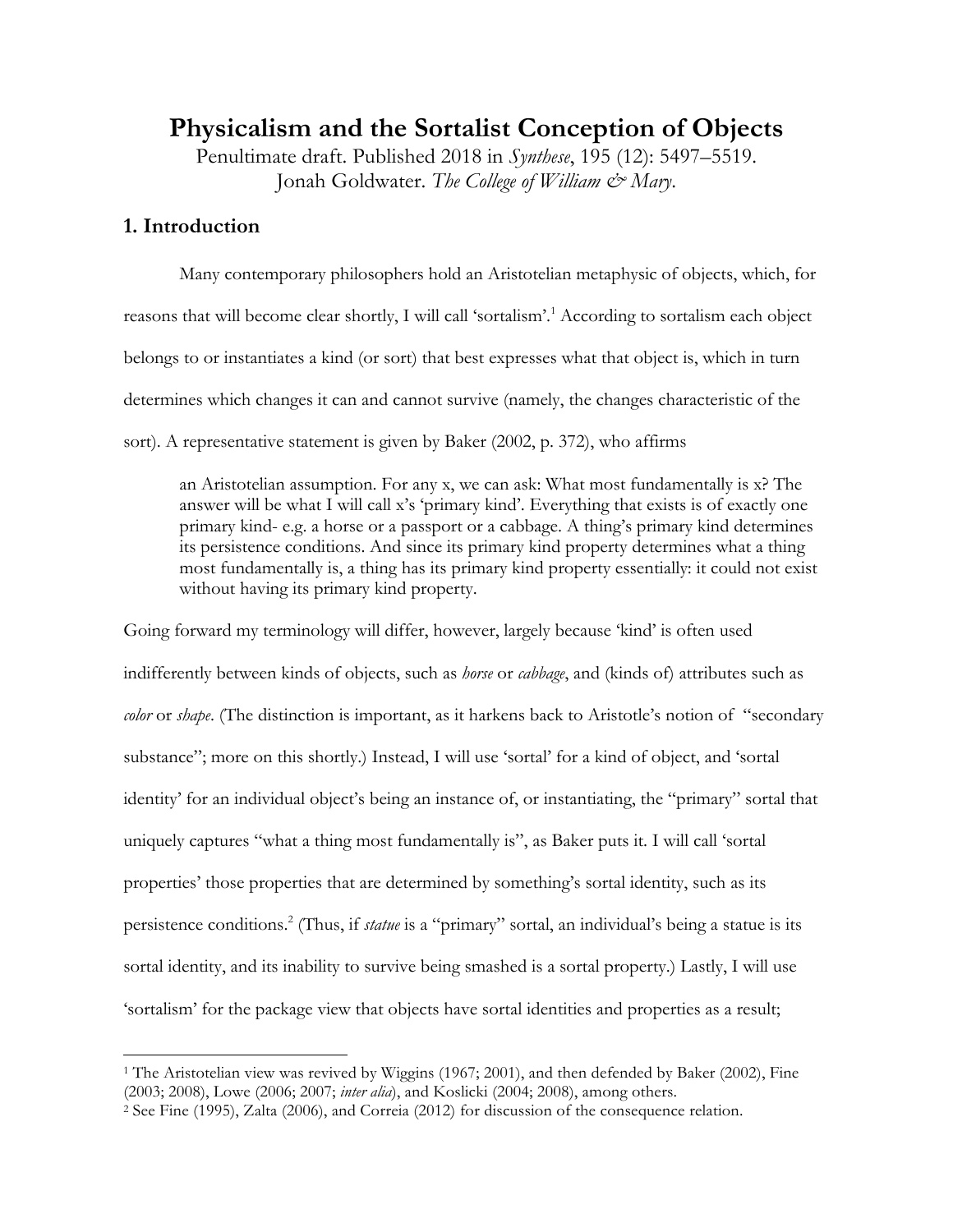# Physicalism and the Sortalist Conception of Objects

Penultimate draft. Published 2018 in *Synthese*, 195 (12): 5497–5519.
Jonah Goldwater. *The College of William & Mary*.

## 1. Introduction

Many contemporary philosophers hold an Aristotelian metaphysic of objects, which, for reasons that will become clear shortly, I will call 'sortalism'.[1] According to sortalism each object belongs to or instantiates a kind (or sort) that best expresses what that object is, which in turn determines which changes it can and cannot survive (namely, the changes characteristic of the sort). A representative statement is given by Baker (2002, p. 372), who affirms

> an Aristotelian assumption. For any x, we can ask: What most fundamentally is x? The answer will be what I will call x's 'primary kind'. Everything that exists is of exactly one primary kind- e.g. a horse or a passport or a cabbage. A thing's primary kind determines its persistence conditions. And since its primary kind property determines what a thing most fundamentally is, a thing has its primary kind property essentially: it could not exist without having its primary kind property.

Going forward my terminology will differ, however, largely because 'kind' is often used indifferently between kinds of objects, such as *horse* or *cabbage*, and (kinds of) attributes such as *color* or *shape*. (The distinction is important, as it harkens back to Aristotle's notion of "secondary substance"; more on this shortly.) Instead, I will use 'sortal' for a kind of object, and 'sortal identity' for an individual object's being an instance of, or instantiating, the "primary" sortal that uniquely captures "what a thing most fundamentally is", as Baker puts it. I will call 'sortal properties' those properties that are determined by something's sortal identity, such as its persistence conditions.[2] (Thus, if *statue* is a "primary" sortal, an individual's being a statue is its sortal identity, and its inability to survive being smashed is a sortal property.) Lastly, I will use 'sortalism' for the package view that objects have sortal identities and properties as a result;

[1] The Aristotelian view was revived by Wiggins (1967; 2001), and then defended by Baker (2002), Fine (2003; 2008), Lowe (2006; 2007; *inter alia*), and Koslicki (2004; 2008), among others.

[2] See Fine (1995), Zalta (2006), and Correia (2012) for discussion of the consequence relation.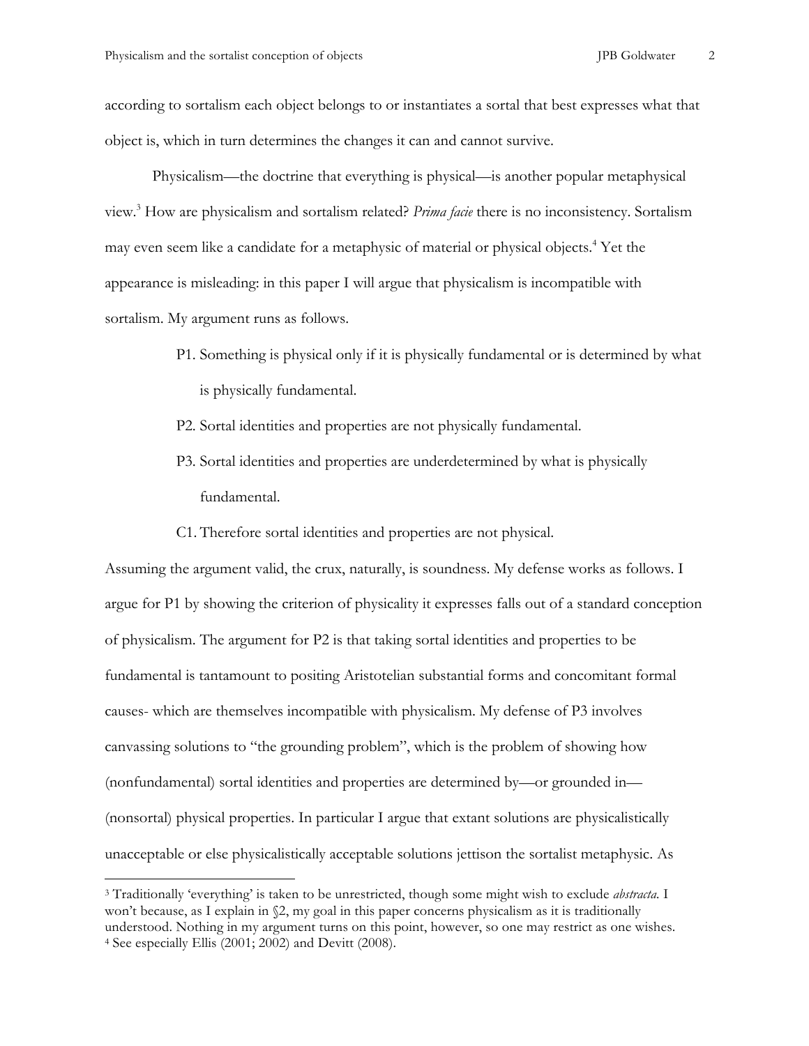according to sortalism each object belongs to or instantiates a sortal that best expresses what that object is, which in turn determines the changes it can and cannot survive.

Physicalism—the doctrine that everything is physical—is another popular metaphysical view.[3] How are physicalism and sortalism related? *Prima facie* there is no inconsistency. Sortalism may even seem like a candidate for a metaphysic of material or physical objects.[4] Yet the appearance is misleading: in this paper I will argue that physicalism is incompatible with sortalism. My argument runs as follows.

> P1. Something is physical only if it is physically fundamental or is determined by what is physically fundamental.
>
> P2. Sortal identities and properties are not physically fundamental.
>
> P3. Sortal identities and properties are underdetermined by what is physically fundamental.
>
> C1. Therefore sortal identities and properties are not physical.

Assuming the argument valid, the crux, naturally, is soundness. My defense works as follows. I argue for P1 by showing the criterion of physicality it expresses falls out of a standard conception of physicalism. The argument for P2 is that taking sortal identities and properties to be fundamental is tantamount to positing Aristotelian substantial forms and concomitant formal causes- which are themselves incompatible with physicalism. My defense of P3 involves canvassing solutions to "the grounding problem", which is the problem of showing how (nonfundamental) sortal identities and properties are determined by—or grounded in—(nonsortal) physical properties. In particular I argue that extant solutions are physicalistically unacceptable or else physicalistically acceptable solutions jettison the sortalist metaphysic. As

[3] Traditionally 'everything' is taken to be unrestricted, though some might wish to exclude *abstracta*. I won't because, as I explain in §2, my goal in this paper concerns physicalism as it is traditionally understood. Nothing in my argument turns on this point, however, so one may restrict as one wishes.

[4] See especially Ellis (2001; 2002) and Devitt (2008).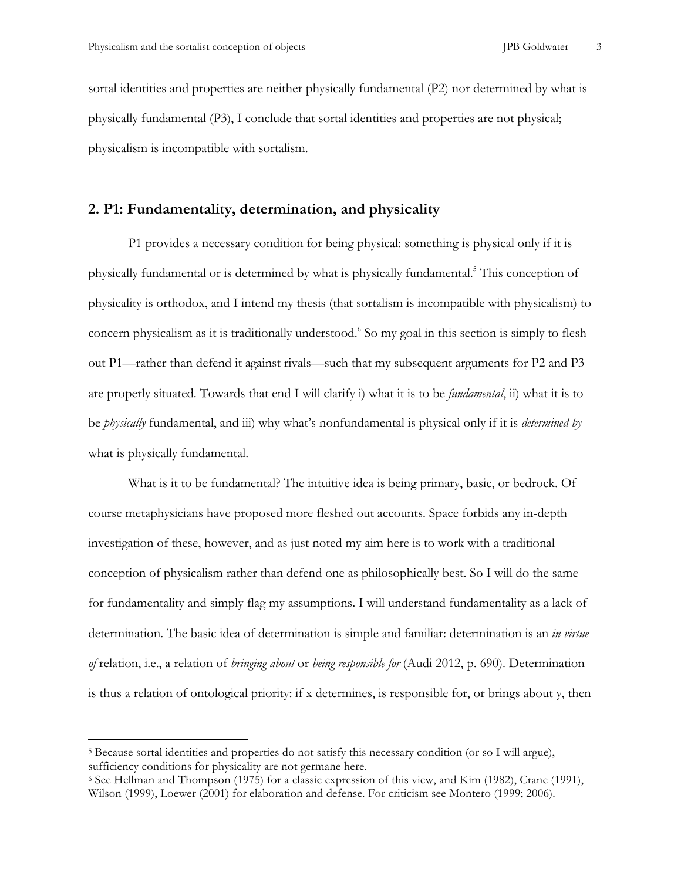sortal identities and properties are neither physically fundamental (P2) nor determined by what is physically fundamental (P3), I conclude that sortal identities and properties are not physical; physicalism is incompatible with sortalism.

## 2. P1: Fundamentality, determination, and physicality

P1 provides a necessary condition for being physical: something is physical only if it is physically fundamental or is determined by what is physically fundamental.[5] This conception of physicality is orthodox, and I intend my thesis (that sortalism is incompatible with physicalism) to concern physicalism as it is traditionally understood.[6] So my goal in this section is simply to flesh out P1—rather than defend it against rivals—such that my subsequent arguments for P2 and P3 are properly situated. Towards that end I will clarify i) what it is to be *fundamental*, ii) what it is to be *physically* fundamental, and iii) why what's nonfundamental is physical only if it is *determined by* what is physically fundamental.

What is it to be fundamental? The intuitive idea is being primary, basic, or bedrock. Of course metaphysicians have proposed more fleshed out accounts. Space forbids any in-depth investigation of these, however, and as just noted my aim here is to work with a traditional conception of physicalism rather than defend one as philosophically best. So I will do the same for fundamentality and simply flag my assumptions. I will understand fundamentality as a lack of determination. The basic idea of determination is simple and familiar: determination is an *in virtue of* relation, i.e., a relation of *bringing about* or *being responsible for* (Audi 2012, p. 690). Determination is thus a relation of ontological priority: if x determines, is responsible for, or brings about y, then

[5] Because sortal identities and properties do not satisfy this necessary condition (or so I will argue), sufficiency conditions for physicality are not germane here.

[6] See Hellman and Thompson (1975) for a classic expression of this view, and Kim (1982), Crane (1991), Wilson (1999), Loewer (2001) for elaboration and defense. For criticism see Montero (1999; 2006).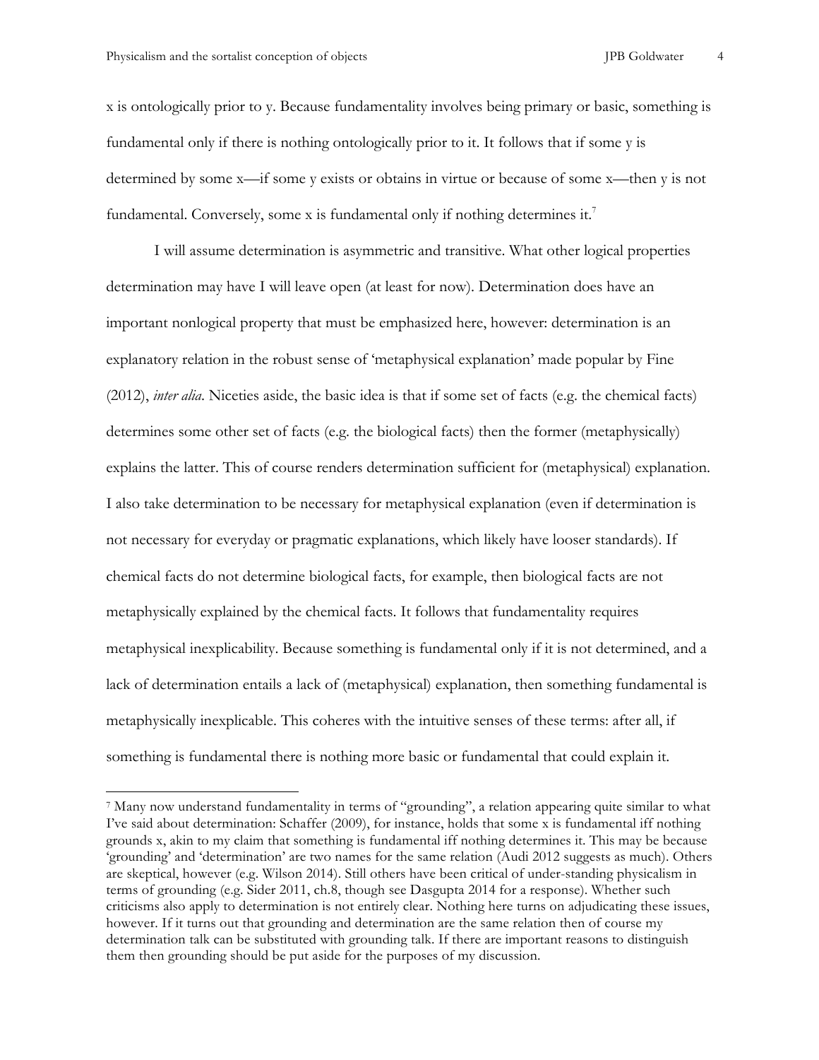x is ontologically prior to y. Because fundamentality involves being primary or basic, something is fundamental only if there is nothing ontologically prior to it. It follows that if some y is determined by some x—if some y exists or obtains in virtue or because of some x—then y is not fundamental. Conversely, some x is fundamental only if nothing determines it.[7]

I will assume determination is asymmetric and transitive. What other logical properties determination may have I will leave open (at least for now). Determination does have an important nonlogical property that must be emphasized here, however: determination is an explanatory relation in the robust sense of 'metaphysical explanation' made popular by Fine (2012), *inter alia*. Niceties aside, the basic idea is that if some set of facts (e.g. the chemical facts) determines some other set of facts (e.g. the biological facts) then the former (metaphysically) explains the latter. This of course renders determination sufficient for (metaphysical) explanation. I also take determination to be necessary for metaphysical explanation (even if determination is not necessary for everyday or pragmatic explanations, which likely have looser standards). If chemical facts do not determine biological facts, for example, then biological facts are not metaphysically explained by the chemical facts. It follows that fundamentality requires metaphysical inexplicability. Because something is fundamental only if it is not determined, and a lack of determination entails a lack of (metaphysical) explanation, then something fundamental is metaphysically inexplicable. This coheres with the intuitive senses of these terms: after all, if something is fundamental there is nothing more basic or fundamental that could explain it.

[7] Many now understand fundamentality in terms of "grounding", a relation appearing quite similar to what I've said about determination: Schaffer (2009), for instance, holds that some x is fundamental iff nothing grounds x, akin to my claim that something is fundamental iff nothing determines it. This may be because 'grounding' and 'determination' are two names for the same relation (Audi 2012 suggests as much). Others are skeptical, however (e.g. Wilson 2014). Still others have been critical of under-standing physicalism in terms of grounding (e.g. Sider 2011, ch.8, though see Dasgupta 2014 for a response). Whether such criticisms also apply to determination is not entirely clear. Nothing here turns on adjudicating these issues, however. If it turns out that grounding and determination are the same relation then of course my determination talk can be substituted with grounding talk. If there are important reasons to distinguish them then grounding should be put aside for the purposes of my discussion.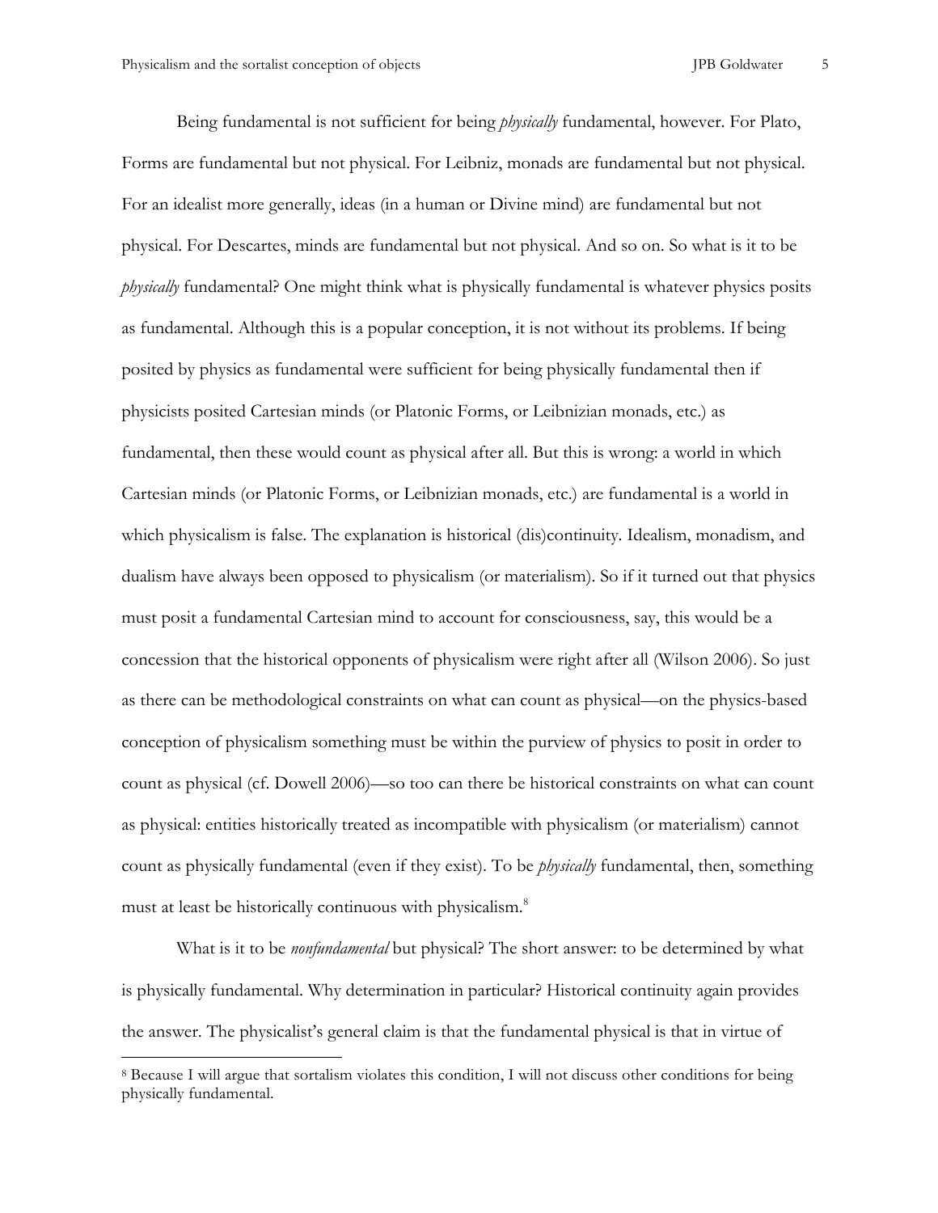Being fundamental is not sufficient for being *physically* fundamental, however. For Plato, Forms are fundamental but not physical. For Leibniz, monads are fundamental but not physical. For an idealist more generally, ideas (in a human or Divine mind) are fundamental but not physical. For Descartes, minds are fundamental but not physical. And so on. So what is it to be *physically* fundamental? One might think what is physically fundamental is whatever physics posits as fundamental. Although this is a popular conception, it is not without its problems. If being posited by physics as fundamental were sufficient for being physically fundamental then if physicists posited Cartesian minds (or Platonic Forms, or Leibnizian monads, etc.) as fundamental, then these would count as physical after all. But this is wrong: a world in which Cartesian minds (or Platonic Forms, or Leibnizian monads, etc.) are fundamental is a world in which physicalism is false. The explanation is historical (dis)continuity. Idealism, monadism, and dualism have always been opposed to physicalism (or materialism). So if it turned out that physics must posit a fundamental Cartesian mind to account for consciousness, say, this would be a concession that the historical opponents of physicalism were right after all (Wilson 2006). So just as there can be methodological constraints on what can count as physical—on the physics-based conception of physicalism something must be within the purview of physics to posit in order to count as physical (cf. Dowell 2006)—so too can there be historical constraints on what can count as physical: entities historically treated as incompatible with physicalism (or materialism) cannot count as physically fundamental (even if they exist). To be *physically* fundamental, then, something must at least be historically continuous with physicalism.[8]

What is it to be *nonfundamental* but physical? The short answer: to be determined by what is physically fundamental. Why determination in particular? Historical continuity again provides the answer. The physicalist's general claim is that the fundamental physical is that in virtue of

[8] Because I will argue that sortalism violates this condition, I will not discuss other conditions for being physically fundamental.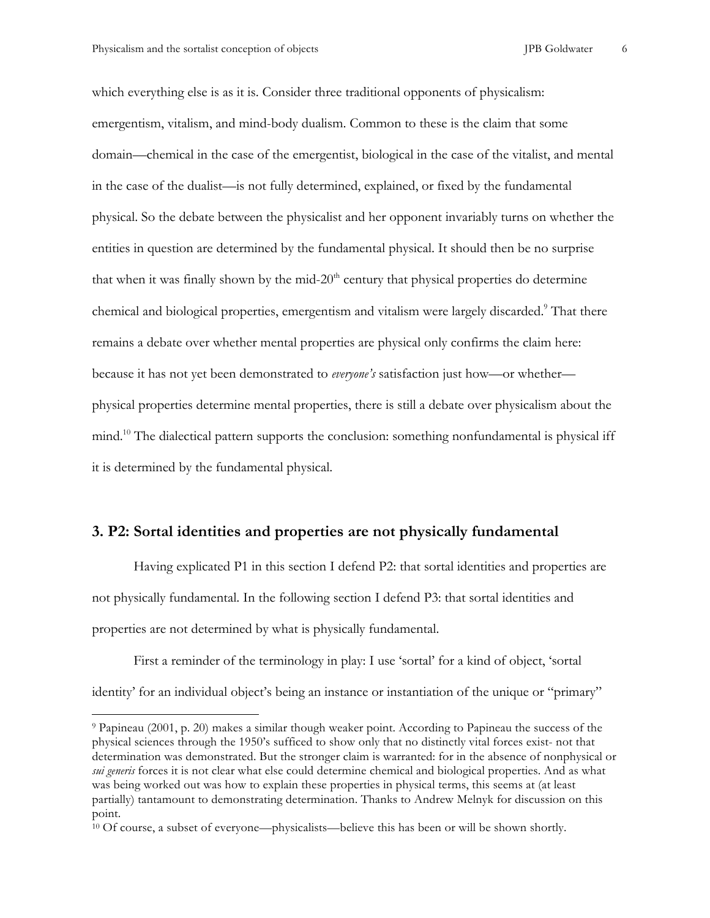which everything else is as it is. Consider three traditional opponents of physicalism: emergentism, vitalism, and mind-body dualism. Common to these is the claim that some domain—chemical in the case of the emergentist, biological in the case of the vitalist, and mental in the case of the dualist—is not fully determined, explained, or fixed by the fundamental physical. So the debate between the physicalist and her opponent invariably turns on whether the entities in question are determined by the fundamental physical. It should then be no surprise that when it was finally shown by the mid-20th century that physical properties do determine chemical and biological properties, emergentism and vitalism were largely discarded.[9] That there remains a debate over whether mental properties are physical only confirms the claim here: because it has not yet been demonstrated to *everyone's* satisfaction just how—or whether—physical properties determine mental properties, there is still a debate over physicalism about the mind.[10] The dialectical pattern supports the conclusion: something nonfundamental is physical iff it is determined by the fundamental physical.

## 3. P2: Sortal identities and properties are not physically fundamental

Having explicated P1 in this section I defend P2: that sortal identities and properties are not physically fundamental. In the following section I defend P3: that sortal identities and properties are not determined by what is physically fundamental.

First a reminder of the terminology in play: I use 'sortal' for a kind of object, 'sortal identity' for an individual object's being an instance or instantiation of the unique or "primary"

---

[9] Papineau (2001, p. 20) makes a similar though weaker point. According to Papineau the success of the physical sciences through the 1950's sufficed to show only that no distinctly vital forces exist- not that determination was demonstrated. But the stronger claim is warranted: for in the absence of nonphysical or *sui generis* forces it is not clear what else could determine chemical and biological properties. And as what was being worked out was how to explain these properties in physical terms, this seems at (at least partially) tantamount to demonstrating determination. Thanks to Andrew Melnyk for discussion on this point.

[10] Of course, a subset of everyone—physicalists—believe this has been or will be shown shortly.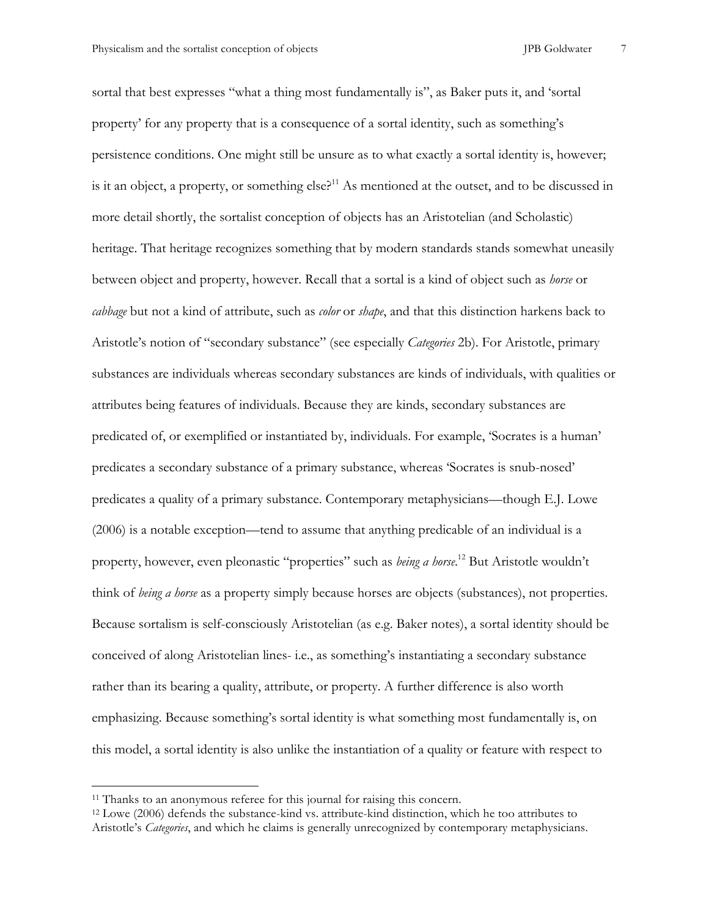sortal that best expresses "what a thing most fundamentally is", as Baker puts it, and 'sortal property' for any property that is a consequence of a sortal identity, such as something's persistence conditions. One might still be unsure as to what exactly a sortal identity is, however; is it an object, a property, or something else?[11] As mentioned at the outset, and to be discussed in more detail shortly, the sortalist conception of objects has an Aristotelian (and Scholastic) heritage. That heritage recognizes something that by modern standards stands somewhat uneasily between object and property, however. Recall that a sortal is a kind of object such as *horse* or *cabbage* but not a kind of attribute, such as *color* or *shape*, and that this distinction harkens back to Aristotle's notion of "secondary substance" (see especially *Categories* 2b). For Aristotle, primary substances are individuals whereas secondary substances are kinds of individuals, with qualities or attributes being features of individuals. Because they are kinds, secondary substances are predicated of, or exemplified or instantiated by, individuals. For example, 'Socrates is a human' predicates a secondary substance of a primary substance, whereas 'Socrates is snub-nosed' predicates a quality of a primary substance. Contemporary metaphysicians—though E.J. Lowe (2006) is a notable exception—tend to assume that anything predicable of an individual is a property, however, even pleonastic "properties" such as *being a horse*.[12] But Aristotle wouldn't think of *being a horse* as a property simply because horses are objects (substances), not properties. Because sortalism is self-consciously Aristotelian (as e.g. Baker notes), a sortal identity should be conceived of along Aristotelian lines- i.e., as something's instantiating a secondary substance rather than its bearing a quality, attribute, or property. A further difference is also worth emphasizing. Because something's sortal identity is what something most fundamentally is, on this model, a sortal identity is also unlike the instantiation of a quality or feature with respect to

---

[11] Thanks to an anonymous referee for this journal for raising this concern.

[12] Lowe (2006) defends the substance-kind vs. attribute-kind distinction, which he too attributes to Aristotle's *Categories*, and which he claims is generally unrecognized by contemporary metaphysicians.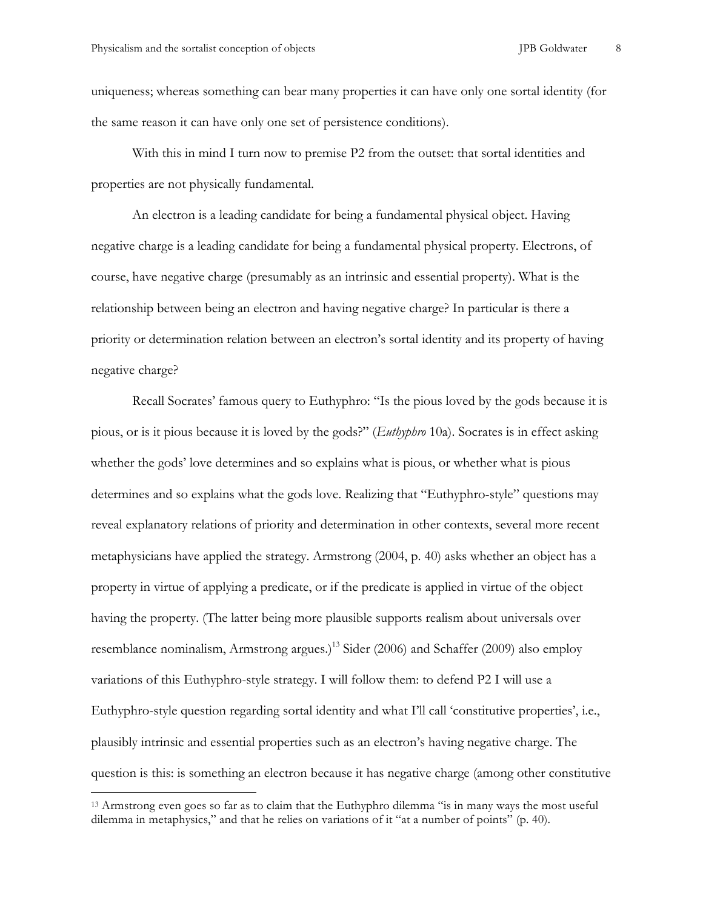uniqueness; whereas something can bear many properties it can have only one sortal identity (for the same reason it can have only one set of persistence conditions).

With this in mind I turn now to premise P2 from the outset: that sortal identities and properties are not physically fundamental.

An electron is a leading candidate for being a fundamental physical object. Having negative charge is a leading candidate for being a fundamental physical property. Electrons, of course, have negative charge (presumably as an intrinsic and essential property). What is the relationship between being an electron and having negative charge? In particular is there a priority or determination relation between an electron's sortal identity and its property of having negative charge?

Recall Socrates' famous query to Euthyphro: "Is the pious loved by the gods because it is pious, or is it pious because it is loved by the gods?" (*Euthyphro* 10a). Socrates is in effect asking whether the gods' love determines and so explains what is pious, or whether what is pious determines and so explains what the gods love. Realizing that "Euthyphro-style" questions may reveal explanatory relations of priority and determination in other contexts, several more recent metaphysicians have applied the strategy. Armstrong (2004, p. 40) asks whether an object has a property in virtue of applying a predicate, or if the predicate is applied in virtue of the object having the property. (The latter being more plausible supports realism about universals over resemblance nominalism, Armstrong argues.)[13] Sider (2006) and Schaffer (2009) also employ variations of this Euthyphro-style strategy. I will follow them: to defend P2 I will use a Euthyphro-style question regarding sortal identity and what I'll call 'constitutive properties', i.e., plausibly intrinsic and essential properties such as an electron's having negative charge. The question is this: is something an electron because it has negative charge (among other constitutive

[13] Armstrong even goes so far as to claim that the Euthyphro dilemma "is in many ways the most useful dilemma in metaphysics," and that he relies on variations of it "at a number of points" (p. 40).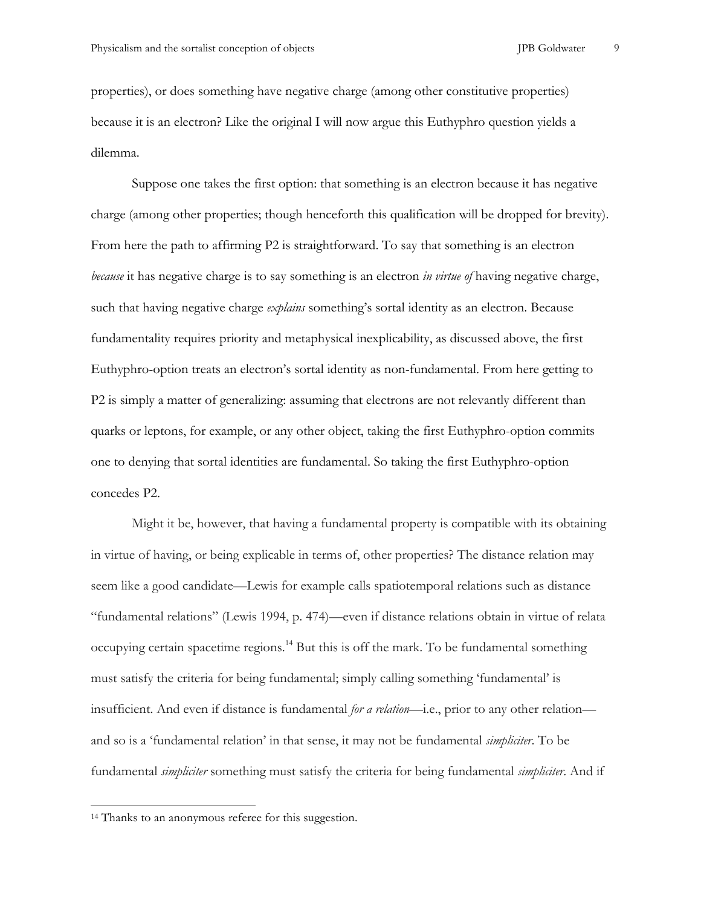properties), or does something have negative charge (among other constitutive properties) because it is an electron? Like the original I will now argue this Euthyphro question yields a dilemma.

Suppose one takes the first option: that something is an electron because it has negative charge (among other properties; though henceforth this qualification will be dropped for brevity). From here the path to affirming P2 is straightforward. To say that something is an electron *because* it has negative charge is to say something is an electron *in virtue of* having negative charge, such that having negative charge *explains* something's sortal identity as an electron. Because fundamentality requires priority and metaphysical inexplicability, as discussed above, the first Euthyphro-option treats an electron's sortal identity as non-fundamental. From here getting to P2 is simply a matter of generalizing: assuming that electrons are not relevantly different than quarks or leptons, for example, or any other object, taking the first Euthyphro-option commits one to denying that sortal identities are fundamental. So taking the first Euthyphro-option concedes P2.

Might it be, however, that having a fundamental property is compatible with its obtaining in virtue of having, or being explicable in terms of, other properties? The distance relation may seem like a good candidate—Lewis for example calls spatiotemporal relations such as distance "fundamental relations" (Lewis 1994, p. 474)—even if distance relations obtain in virtue of relata occupying certain spacetime regions.[14] But this is off the mark. To be fundamental something must satisfy the criteria for being fundamental; simply calling something 'fundamental' is insufficient. And even if distance is fundamental *for a relation*—i.e., prior to any other relation—and so is a 'fundamental relation' in that sense, it may not be fundamental *simpliciter*. To be fundamental *simpliciter* something must satisfy the criteria for being fundamental *simpliciter*. And if

[14] Thanks to an anonymous referee for this suggestion.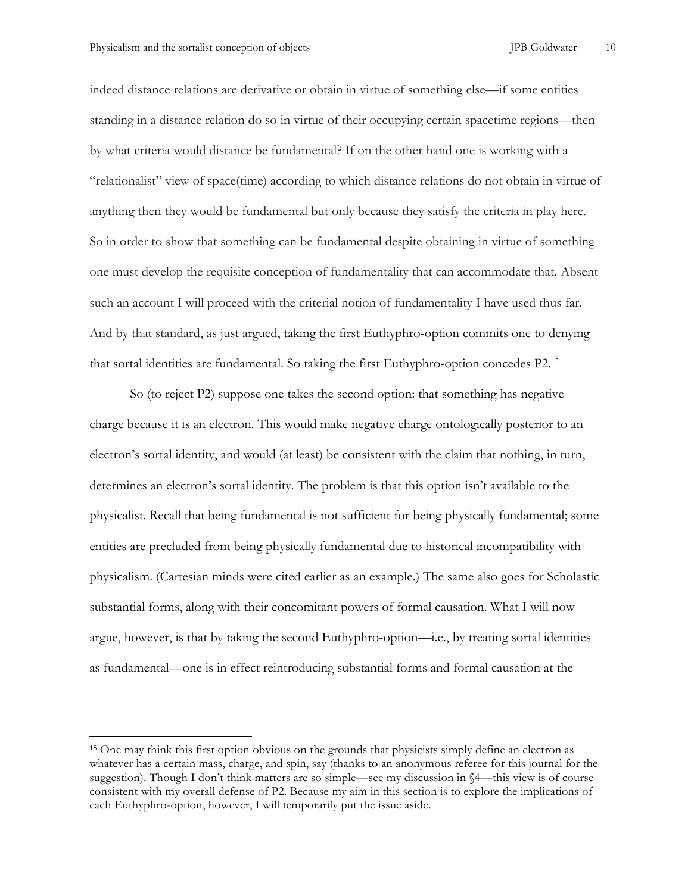indeed distance relations are derivative or obtain in virtue of something else—if some entities standing in a distance relation do so in virtue of their occupying certain spacetime regions—then by what criteria would distance be fundamental? If on the other hand one is working with a "relationalist" view of space(time) according to which distance relations do not obtain in virtue of anything then they would be fundamental but only because they satisfy the criteria in play here. So in order to show that something can be fundamental despite obtaining in virtue of something one must develop the requisite conception of fundamentality that can accommodate that. Absent such an account I will proceed with the criterial notion of fundamentality I have used thus far. And by that standard, as just argued, taking the first Euthyphro-option commits one to denying that sortal identities are fundamental. So taking the first Euthyphro-option concedes P2.[15]

So (to reject P2) suppose one takes the second option: that something has negative charge because it is an electron. This would make negative charge ontologically posterior to an electron's sortal identity, and would (at least) be consistent with the claim that nothing, in turn, determines an electron's sortal identity. The problem is that this option isn't available to the physicalist. Recall that being fundamental is not sufficient for being physically fundamental; some entities are precluded from being physically fundamental due to historical incompatibility with physicalism. (Cartesian minds were cited earlier as an example.) The same also goes for Scholastic substantial forms, along with their concomitant powers of formal causation. What I will now argue, however, is that by taking the second Euthyphro-option—i.e., by treating sortal identities as fundamental—one is in effect reintroducing substantial forms and formal causation at the

[15] One may think this first option obvious on the grounds that physicists simply define an electron as whatever has a certain mass, charge, and spin, say (thanks to an anonymous referee for this journal for the suggestion). Though I don't think matters are so simple—see my discussion in §4—this view is of course consistent with my overall defense of P2. Because my aim in this section is to explore the implications of each Euthyphro-option, however, I will temporarily put the issue aside.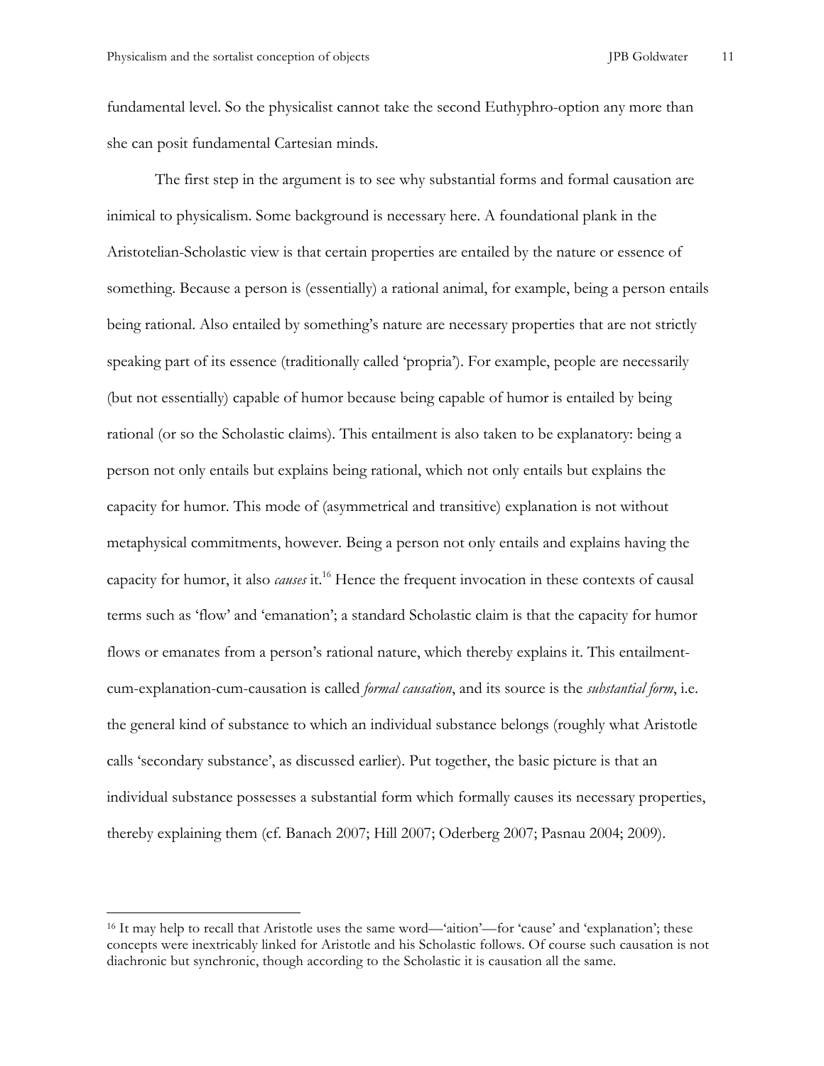fundamental level. So the physicalist cannot take the second Euthyphro-option any more than she can posit fundamental Cartesian minds.

The first step in the argument is to see why substantial forms and formal causation are inimical to physicalism. Some background is necessary here. A foundational plank in the Aristotelian-Scholastic view is that certain properties are entailed by the nature or essence of something. Because a person is (essentially) a rational animal, for example, being a person entails being rational. Also entailed by something's nature are necessary properties that are not strictly speaking part of its essence (traditionally called 'propria'). For example, people are necessarily (but not essentially) capable of humor because being capable of humor is entailed by being rational (or so the Scholastic claims). This entailment is also taken to be explanatory: being a person not only entails but explains being rational, which not only entails but explains the capacity for humor. This mode of (asymmetrical and transitive) explanation is not without metaphysical commitments, however. Being a person not only entails and explains having the capacity for humor, it also *causes* it.[16] Hence the frequent invocation in these contexts of causal terms such as 'flow' and 'emanation'; a standard Scholastic claim is that the capacity for humor flows or emanates from a person's rational nature, which thereby explains it. This entailment-cum-explanation-cum-causation is called *formal causation*, and its source is the *substantial form*, i.e. the general kind of substance to which an individual substance belongs (roughly what Aristotle calls 'secondary substance', as discussed earlier). Put together, the basic picture is that an individual substance possesses a substantial form which formally causes its necessary properties, thereby explaining them (cf. Banach 2007; Hill 2007; Oderberg 2007; Pasnau 2004; 2009).

---

[16] It may help to recall that Aristotle uses the same word—'aition'—for 'cause' and 'explanation'; these concepts were inextricably linked for Aristotle and his Scholastic follows. Of course such causation is not diachronic but synchronic, though according to the Scholastic it is causation all the same.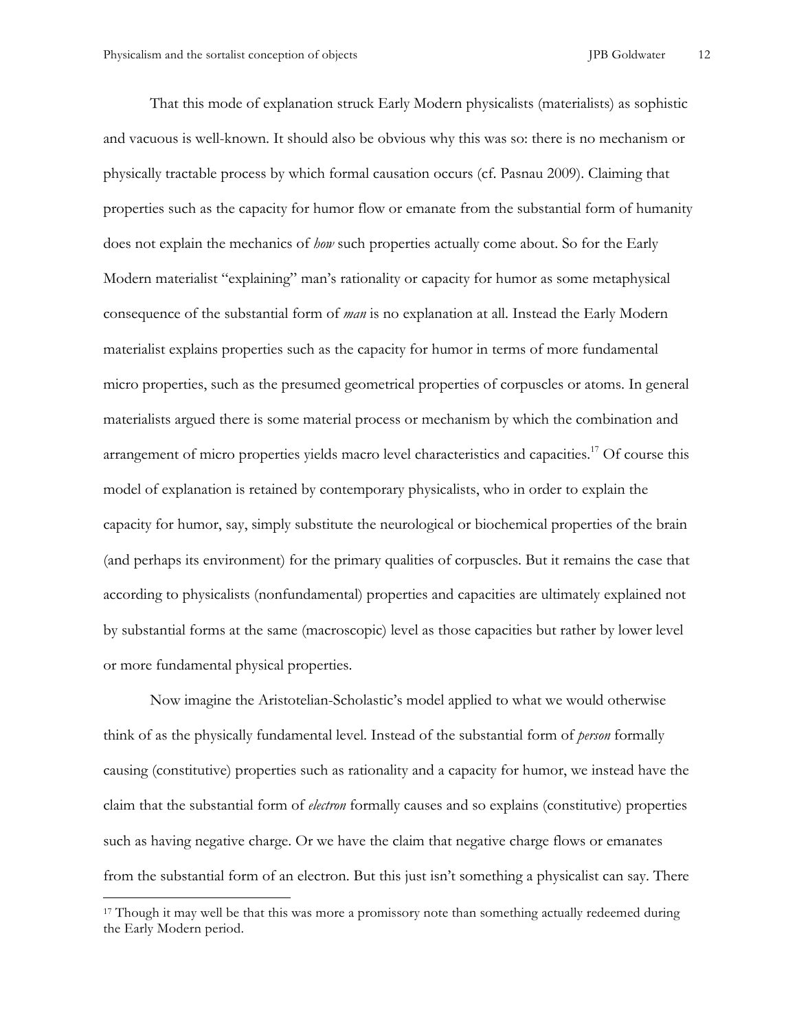That this mode of explanation struck Early Modern physicalists (materialists) as sophistic and vacuous is well-known. It should also be obvious why this was so: there is no mechanism or physically tractable process by which formal causation occurs (cf. Pasnau 2009). Claiming that properties such as the capacity for humor flow or emanate from the substantial form of humanity does not explain the mechanics of *how* such properties actually come about. So for the Early Modern materialist "explaining" man's rationality or capacity for humor as some metaphysical consequence of the substantial form of *man* is no explanation at all. Instead the Early Modern materialist explains properties such as the capacity for humor in terms of more fundamental micro properties, such as the presumed geometrical properties of corpuscles or atoms. In general materialists argued there is some material process or mechanism by which the combination and arrangement of micro properties yields macro level characteristics and capacities.[17] Of course this model of explanation is retained by contemporary physicalists, who in order to explain the capacity for humor, say, simply substitute the neurological or biochemical properties of the brain (and perhaps its environment) for the primary qualities of corpuscles. But it remains the case that according to physicalists (nonfundamental) properties and capacities are ultimately explained not by substantial forms at the same (macroscopic) level as those capacities but rather by lower level or more fundamental physical properties.

Now imagine the Aristotelian-Scholastic's model applied to what we would otherwise think of as the physically fundamental level. Instead of the substantial form of *person* formally causing (constitutive) properties such as rationality and a capacity for humor, we instead have the claim that the substantial form of *electron* formally causes and so explains (constitutive) properties such as having negative charge. Or we have the claim that negative charge flows or emanates from the substantial form of an electron. But this just isn't something a physicalist can say. There

[17] Though it may well be that this was more a promissory note than something actually redeemed during the Early Modern period.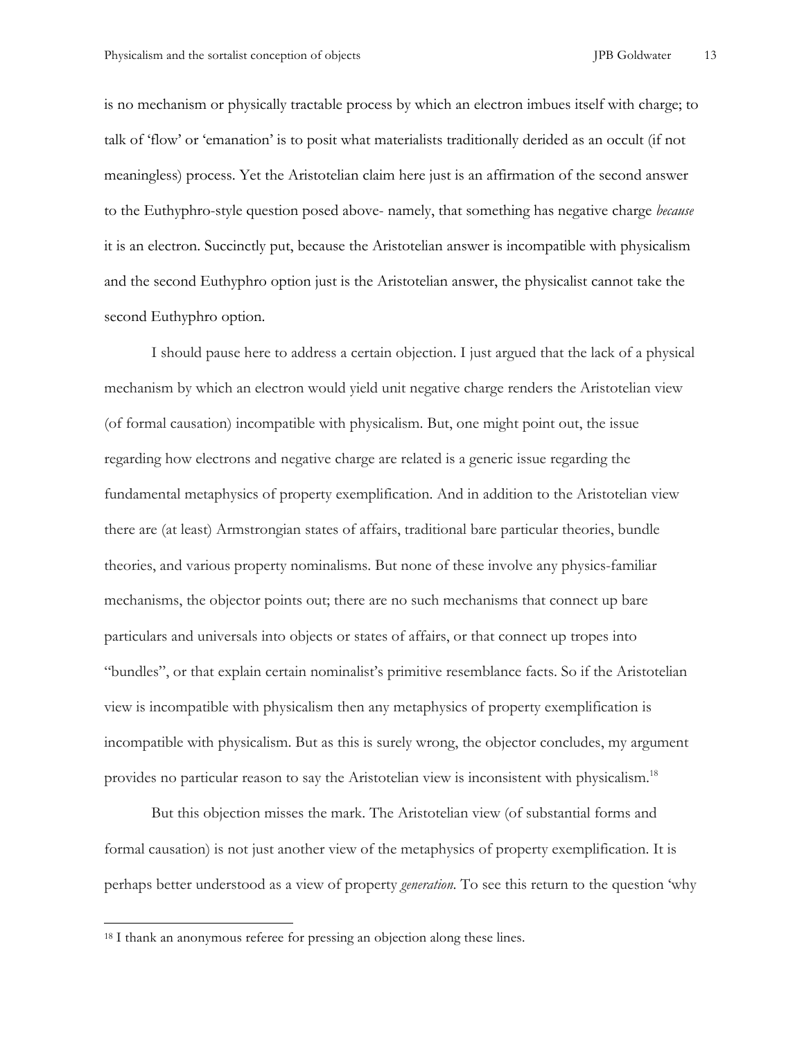is no mechanism or physically tractable process by which an electron imbues itself with charge; to talk of 'flow' or 'emanation' is to posit what materialists traditionally derided as an occult (if not meaningless) process. Yet the Aristotelian claim here just is an affirmation of the second answer to the Euthyphro-style question posed above- namely, that something has negative charge *because* it is an electron. Succinctly put, because the Aristotelian answer is incompatible with physicalism and the second Euthyphro option just is the Aristotelian answer, the physicalist cannot take the second Euthyphro option.

I should pause here to address a certain objection. I just argued that the lack of a physical mechanism by which an electron would yield unit negative charge renders the Aristotelian view (of formal causation) incompatible with physicalism. But, one might point out, the issue regarding how electrons and negative charge are related is a generic issue regarding the fundamental metaphysics of property exemplification. And in addition to the Aristotelian view there are (at least) Armstrongian states of affairs, traditional bare particular theories, bundle theories, and various property nominalisms. But none of these involve any physics-familiar mechanisms, the objector points out; there are no such mechanisms that connect up bare particulars and universals into objects or states of affairs, or that connect up tropes into "bundles", or that explain certain nominalist's primitive resemblance facts. So if the Aristotelian view is incompatible with physicalism then any metaphysics of property exemplification is incompatible with physicalism. But as this is surely wrong, the objector concludes, my argument provides no particular reason to say the Aristotelian view is inconsistent with physicalism.[18]

But this objection misses the mark. The Aristotelian view (of substantial forms and formal causation) is not just another view of the metaphysics of property exemplification. It is perhaps better understood as a view of property *generation*. To see this return to the question 'why

---

[18] I thank an anonymous referee for pressing an objection along these lines.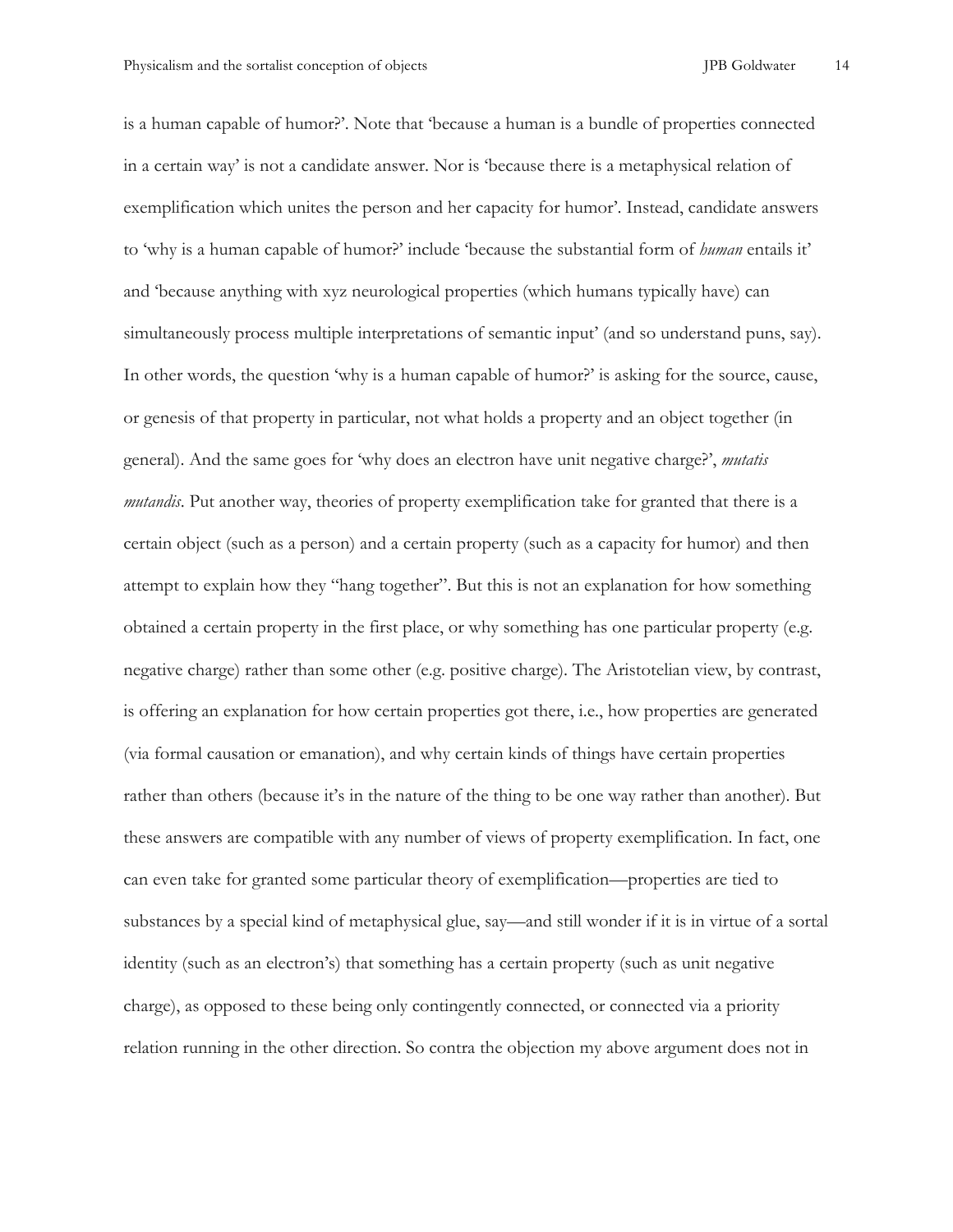is a human capable of humor?'. Note that 'because a human is a bundle of properties connected in a certain way' is not a candidate answer. Nor is 'because there is a metaphysical relation of exemplification which unites the person and her capacity for humor'. Instead, candidate answers to 'why is a human capable of humor?' include 'because the substantial form of *human* entails it' and 'because anything with xyz neurological properties (which humans typically have) can simultaneously process multiple interpretations of semantic input' (and so understand puns, say). In other words, the question 'why is a human capable of humor?' is asking for the source, cause, or genesis of that property in particular, not what holds a property and an object together (in general). And the same goes for 'why does an electron have unit negative charge?', *mutatis mutandis*. Put another way, theories of property exemplification take for granted that there is a certain object (such as a person) and a certain property (such as a capacity for humor) and then attempt to explain how they "hang together". But this is not an explanation for how something obtained a certain property in the first place, or why something has one particular property (e.g. negative charge) rather than some other (e.g. positive charge). The Aristotelian view, by contrast, is offering an explanation for how certain properties got there, i.e., how properties are generated (via formal causation or emanation), and why certain kinds of things have certain properties rather than others (because it's in the nature of the thing to be one way rather than another). But these answers are compatible with any number of views of property exemplification. In fact, one can even take for granted some particular theory of exemplification—properties are tied to substances by a special kind of metaphysical glue, say—and still wonder if it is in virtue of a sortal identity (such as an electron's) that something has a certain property (such as unit negative charge), as opposed to these being only contingently connected, or connected via a priority relation running in the other direction. So contra the objection my above argument does not in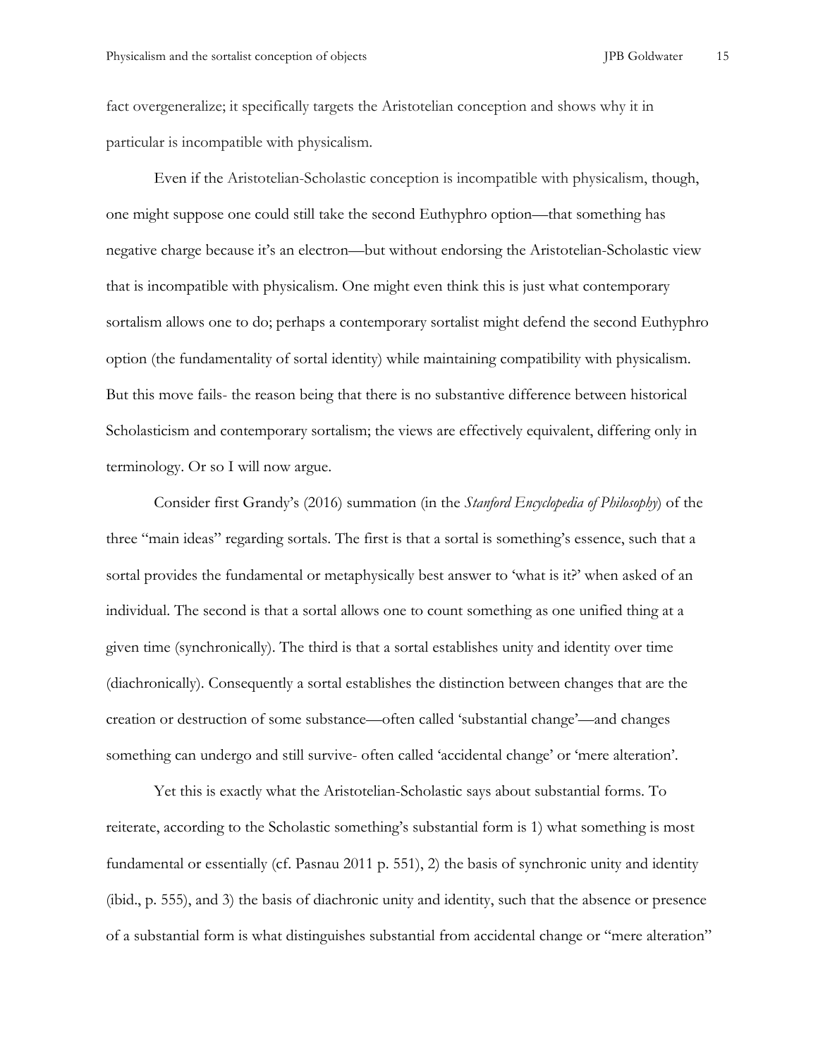fact overgeneralize; it specifically targets the Aristotelian conception and shows why it in particular is incompatible with physicalism.

Even if the Aristotelian-Scholastic conception is incompatible with physicalism, though, one might suppose one could still take the second Euthyphro option—that something has negative charge because it's an electron—but without endorsing the Aristotelian-Scholastic view that is incompatible with physicalism. One might even think this is just what contemporary sortalism allows one to do; perhaps a contemporary sortalist might defend the second Euthyphro option (the fundamentality of sortal identity) while maintaining compatibility with physicalism. But this move fails- the reason being that there is no substantive difference between historical Scholasticism and contemporary sortalism; the views are effectively equivalent, differing only in terminology. Or so I will now argue.

Consider first Grandy's (2016) summation (in the *Stanford Encyclopedia of Philosophy*) of the three "main ideas" regarding sortals. The first is that a sortal is something's essence, such that a sortal provides the fundamental or metaphysically best answer to 'what is it?' when asked of an individual. The second is that a sortal allows one to count something as one unified thing at a given time (synchronically). The third is that a sortal establishes unity and identity over time (diachronically). Consequently a sortal establishes the distinction between changes that are the creation or destruction of some substance—often called 'substantial change'—and changes something can undergo and still survive- often called 'accidental change' or 'mere alteration'.

Yet this is exactly what the Aristotelian-Scholastic says about substantial forms. To reiterate, according to the Scholastic something's substantial form is 1) what something is most fundamental or essentially (cf. Pasnau 2011 p. 551), 2) the basis of synchronic unity and identity (ibid., p. 555), and 3) the basis of diachronic unity and identity, such that the absence or presence of a substantial form is what distinguishes substantial from accidental change or "mere alteration"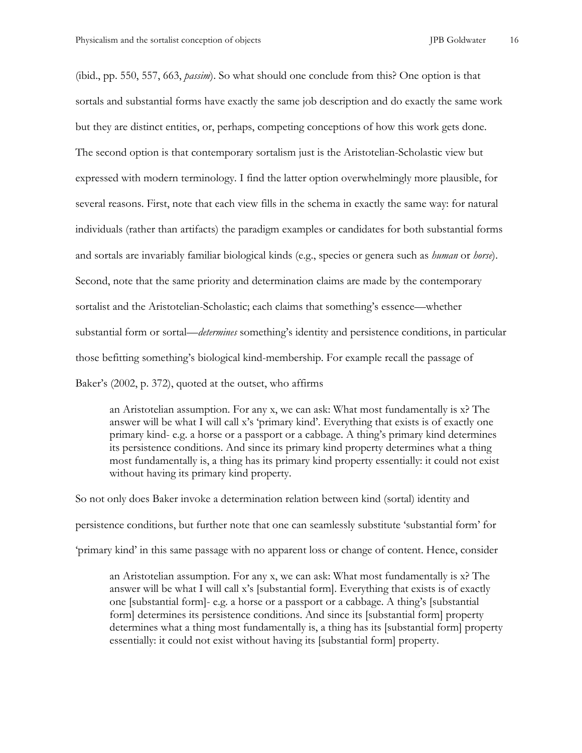(ibid., pp. 550, 557, 663, *passim*). So what should one conclude from this? One option is that sortals and substantial forms have exactly the same job description and do exactly the same work but they are distinct entities, or, perhaps, competing conceptions of how this work gets done. The second option is that contemporary sortalism just is the Aristotelian-Scholastic view but expressed with modern terminology. I find the latter option overwhelmingly more plausible, for several reasons. First, note that each view fills in the schema in exactly the same way: for natural individuals (rather than artifacts) the paradigm examples or candidates for both substantial forms and sortals are invariably familiar biological kinds (e.g., species or genera such as *human* or *horse*). Second, note that the same priority and determination claims are made by the contemporary sortalist and the Aristotelian-Scholastic; each claims that something's essence—whether substantial form or sortal—*determines* something's identity and persistence conditions, in particular those befitting something's biological kind-membership. For example recall the passage of Baker's (2002, p. 372), quoted at the outset, who affirms

> an Aristotelian assumption. For any x, we can ask: What most fundamentally is x? The answer will be what I will call x's 'primary kind'. Everything that exists is of exactly one primary kind- e.g. a horse or a passport or a cabbage. A thing's primary kind determines its persistence conditions. And since its primary kind property determines what a thing most fundamentally is, a thing has its primary kind property essentially: it could not exist without having its primary kind property.

So not only does Baker invoke a determination relation between kind (sortal) identity and persistence conditions, but further note that one can seamlessly substitute 'substantial form' for 'primary kind' in this same passage with no apparent loss or change of content. Hence, consider

> an Aristotelian assumption. For any x, we can ask: What most fundamentally is x? The answer will be what I will call x's [substantial form]. Everything that exists is of exactly one [substantial form]- e.g. a horse or a passport or a cabbage. A thing's [substantial form] determines its persistence conditions. And since its [substantial form] property determines what a thing most fundamentally is, a thing has its [substantial form] property essentially: it could not exist without having its [substantial form] property.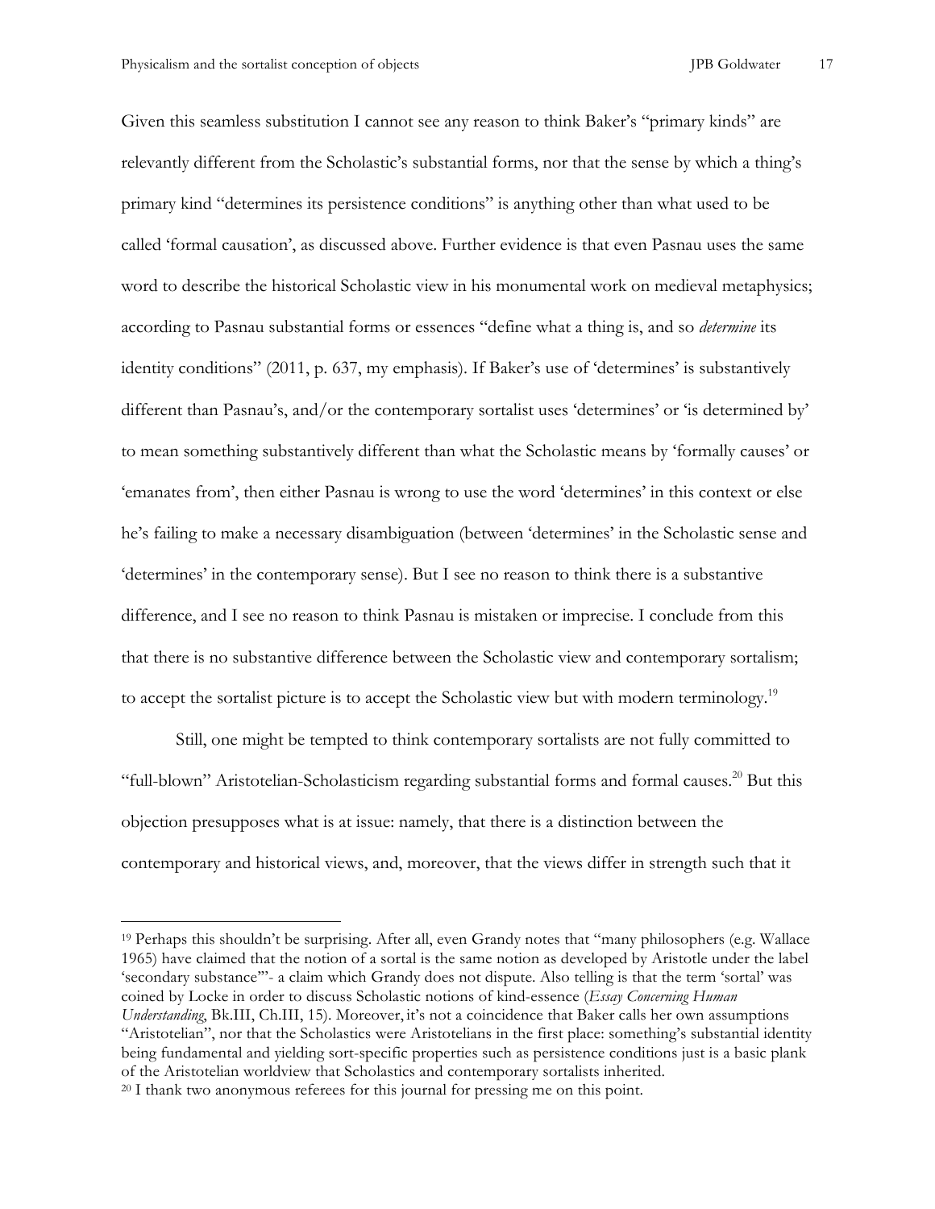Given this seamless substitution I cannot see any reason to think Baker's "primary kinds" are relevantly different from the Scholastic's substantial forms, nor that the sense by which a thing's primary kind "determines its persistence conditions" is anything other than what used to be called 'formal causation', as discussed above. Further evidence is that even Pasnau uses the same word to describe the historical Scholastic view in his monumental work on medieval metaphysics; according to Pasnau substantial forms or essences "define what a thing is, and so *determine* its identity conditions" (2011, p. 637, my emphasis). If Baker's use of 'determines' is substantively different than Pasnau's, and/or the contemporary sortalist uses 'determines' or 'is determined by' to mean something substantively different than what the Scholastic means by 'formally causes' or 'emanates from', then either Pasnau is wrong to use the word 'determines' in this context or else he's failing to make a necessary disambiguation (between 'determines' in the Scholastic sense and 'determines' in the contemporary sense). But I see no reason to think there is a substantive difference, and I see no reason to think Pasnau is mistaken or imprecise. I conclude from this that there is no substantive difference between the Scholastic view and contemporary sortalism; to accept the sortalist picture is to accept the Scholastic view but with modern terminology.[19]

Still, one might be tempted to think contemporary sortalists are not fully committed to "full-blown" Aristotelian-Scholasticism regarding substantial forms and formal causes.[20] But this objection presupposes what is at issue: namely, that there is a distinction between the contemporary and historical views, and, moreover, that the views differ in strength such that it

---

[19] Perhaps this shouldn't be surprising. After all, even Grandy notes that "many philosophers (e.g. Wallace 1965) have claimed that the notion of a sortal is the same notion as developed by Aristotle under the label 'secondary substance'"- a claim which Grandy does not dispute. Also telling is that the term 'sortal' was coined by Locke in order to discuss Scholastic notions of kind-essence (*Essay Concerning Human Understanding*, Bk.III, Ch.III, 15). Moreover, it's not a coincidence that Baker calls her own assumptions "Aristotelian", nor that the Scholastics were Aristotelians in the first place: something's substantial identity being fundamental and yielding sort-specific properties such as persistence conditions just is a basic plank of the Aristotelian worldview that Scholastics and contemporary sortalists inherited.

[20] I thank two anonymous referees for this journal for pressing me on this point.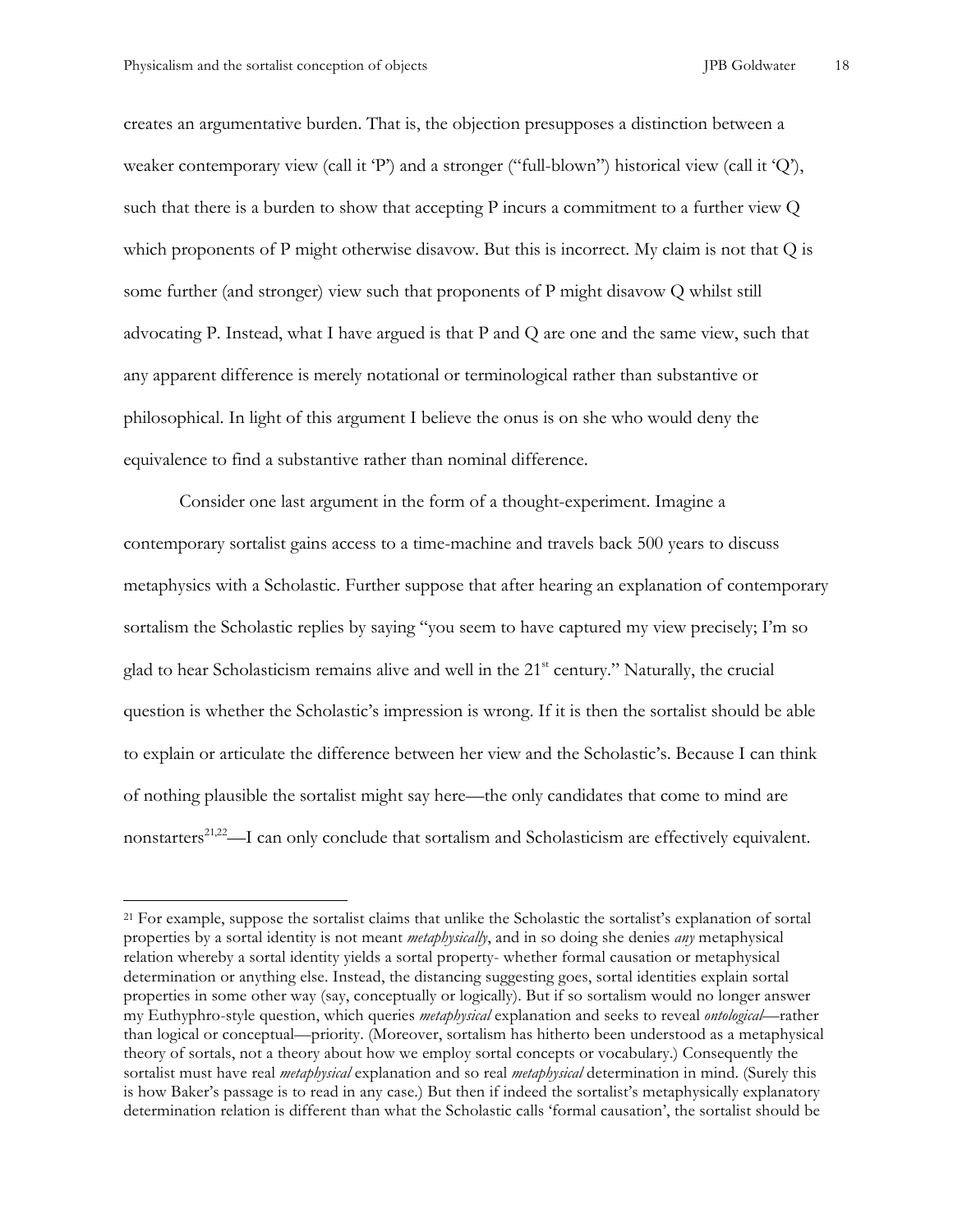creates an argumentative burden. That is, the objection presupposes a distinction between a weaker contemporary view (call it 'P') and a stronger ("full-blown") historical view (call it 'Q'), such that there is a burden to show that accepting P incurs a commitment to a further view Q which proponents of P might otherwise disavow. But this is incorrect. My claim is not that Q is some further (and stronger) view such that proponents of P might disavow Q whilst still advocating P. Instead, what I have argued is that P and Q are one and the same view, such that any apparent difference is merely notational or terminological rather than substantive or philosophical. In light of this argument I believe the onus is on she who would deny the equivalence to find a substantive rather than nominal difference.

Consider one last argument in the form of a thought-experiment. Imagine a contemporary sortalist gains access to a time-machine and travels back 500 years to discuss metaphysics with a Scholastic. Further suppose that after hearing an explanation of contemporary sortalism the Scholastic replies by saying "you seem to have captured my view precisely; I'm so glad to hear Scholasticism remains alive and well in the 21st century." Naturally, the crucial question is whether the Scholastic's impression is wrong. If it is then the sortalist should be able to explain or articulate the difference between her view and the Scholastic's. Because I can think of nothing plausible the sortalist might say here—the only candidates that come to mind are nonstarters[21,22]—I can only conclude that sortalism and Scholasticism are effectively equivalent.

---

[21] For example, suppose the sortalist claims that unlike the Scholastic the sortalist's explanation of sortal properties by a sortal identity is not meant *metaphysically*, and in so doing she denies *any* metaphysical relation whereby a sortal identity yields a sortal property- whether formal causation or metaphysical determination or anything else. Instead, the distancing suggesting goes, sortal identities explain sortal properties in some other way (say, conceptually or logically). But if so sortalism would no longer answer my Euthyphro-style question, which queries *metaphysical* explanation and seeks to reveal *ontological*—rather than logical or conceptual—priority. (Moreover, sortalism has hitherto been understood as a metaphysical theory of sortals, not a theory about how we employ sortal concepts or vocabulary.) Consequently the sortalist must have real *metaphysical* explanation and so real *metaphysical* determination in mind. (Surely this is how Baker's passage is to read in any case.) But then if indeed the sortalist's metaphysically explanatory determination relation is different than what the Scholastic calls 'formal causation', the sortalist should be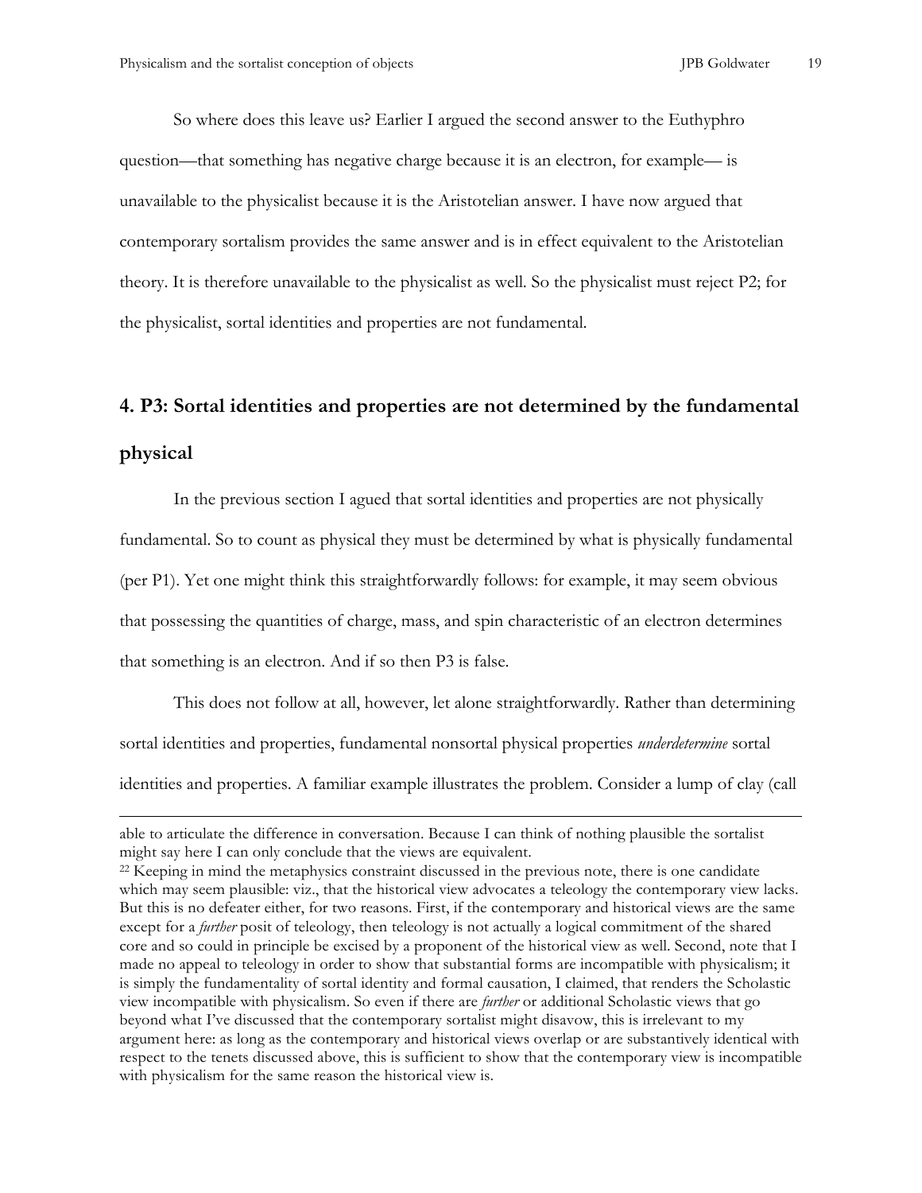So where does this leave us? Earlier I argued the second answer to the Euthyphro question—that something has negative charge because it is an electron, for example— is unavailable to the physicalist because it is the Aristotelian answer. I have now argued that contemporary sortalism provides the same answer and is in effect equivalent to the Aristotelian theory. It is therefore unavailable to the physicalist as well. So the physicalist must reject P2; for the physicalist, sortal identities and properties are not fundamental.

## 4. P3: Sortal identities and properties are not determined by the fundamental physical

In the previous section I agued that sortal identities and properties are not physically fundamental. So to count as physical they must be determined by what is physically fundamental (per P1). Yet one might think this straightforwardly follows: for example, it may seem obvious that possessing the quantities of charge, mass, and spin characteristic of an electron determines that something is an electron. And if so then P3 is false.

This does not follow at all, however, let alone straightforwardly. Rather than determining sortal identities and properties, fundamental nonsortal physical properties *underdetermine* sortal identities and properties. A familiar example illustrates the problem. Consider a lump of clay (call

---

able to articulate the difference in conversation. Because I can think of nothing plausible the sortalist might say here I can only conclude that the views are equivalent.

[22] Keeping in mind the metaphysics constraint discussed in the previous note, there is one candidate which may seem plausible: viz., that the historical view advocates a teleology the contemporary view lacks. But this is no defeater either, for two reasons. First, if the contemporary and historical views are the same except for a *further* posit of teleology, then teleology is not actually a logical commitment of the shared core and so could in principle be excised by a proponent of the historical view as well. Second, note that I made no appeal to teleology in order to show that substantial forms are incompatible with physicalism; it is simply the fundamentality of sortal identity and formal causation, I claimed, that renders the Scholastic view incompatible with physicalism. So even if there are *further* or additional Scholastic views that go beyond what I've discussed that the contemporary sortalist might disavow, this is irrelevant to my argument here: as long as the contemporary and historical views overlap or are substantively identical with respect to the tenets discussed above, this is sufficient to show that the contemporary view is incompatible with physicalism for the same reason the historical view is.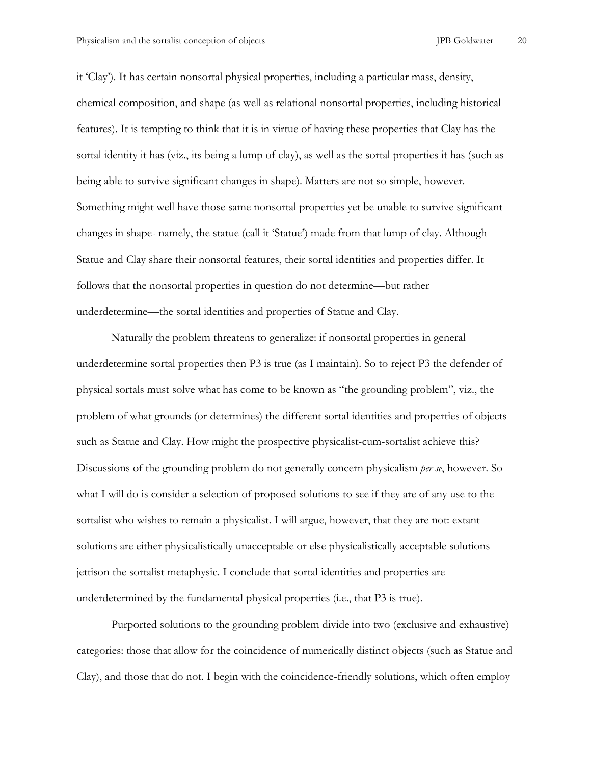it 'Clay'). It has certain nonsortal physical properties, including a particular mass, density, chemical composition, and shape (as well as relational nonsortal properties, including historical features). It is tempting to think that it is in virtue of having these properties that Clay has the sortal identity it has (viz., its being a lump of clay), as well as the sortal properties it has (such as being able to survive significant changes in shape). Matters are not so simple, however. Something might well have those same nonsortal properties yet be unable to survive significant changes in shape- namely, the statue (call it 'Statue') made from that lump of clay. Although Statue and Clay share their nonsortal features, their sortal identities and properties differ. It follows that the nonsortal properties in question do not determine—but rather underdetermine—the sortal identities and properties of Statue and Clay.

Naturally the problem threatens to generalize: if nonsortal properties in general underdetermine sortal properties then P3 is true (as I maintain). So to reject P3 the defender of physical sortals must solve what has come to be known as "the grounding problem", viz., the problem of what grounds (or determines) the different sortal identities and properties of objects such as Statue and Clay. How might the prospective physicalist-cum-sortalist achieve this? Discussions of the grounding problem do not generally concern physicalism *per se*, however. So what I will do is consider a selection of proposed solutions to see if they are of any use to the sortalist who wishes to remain a physicalist. I will argue, however, that they are not: extant solutions are either physicalistically unacceptable or else physicalistically acceptable solutions jettison the sortalist metaphysic. I conclude that sortal identities and properties are underdetermined by the fundamental physical properties (i.e., that P3 is true).

Purported solutions to the grounding problem divide into two (exclusive and exhaustive) categories: those that allow for the coincidence of numerically distinct objects (such as Statue and Clay), and those that do not. I begin with the coincidence-friendly solutions, which often employ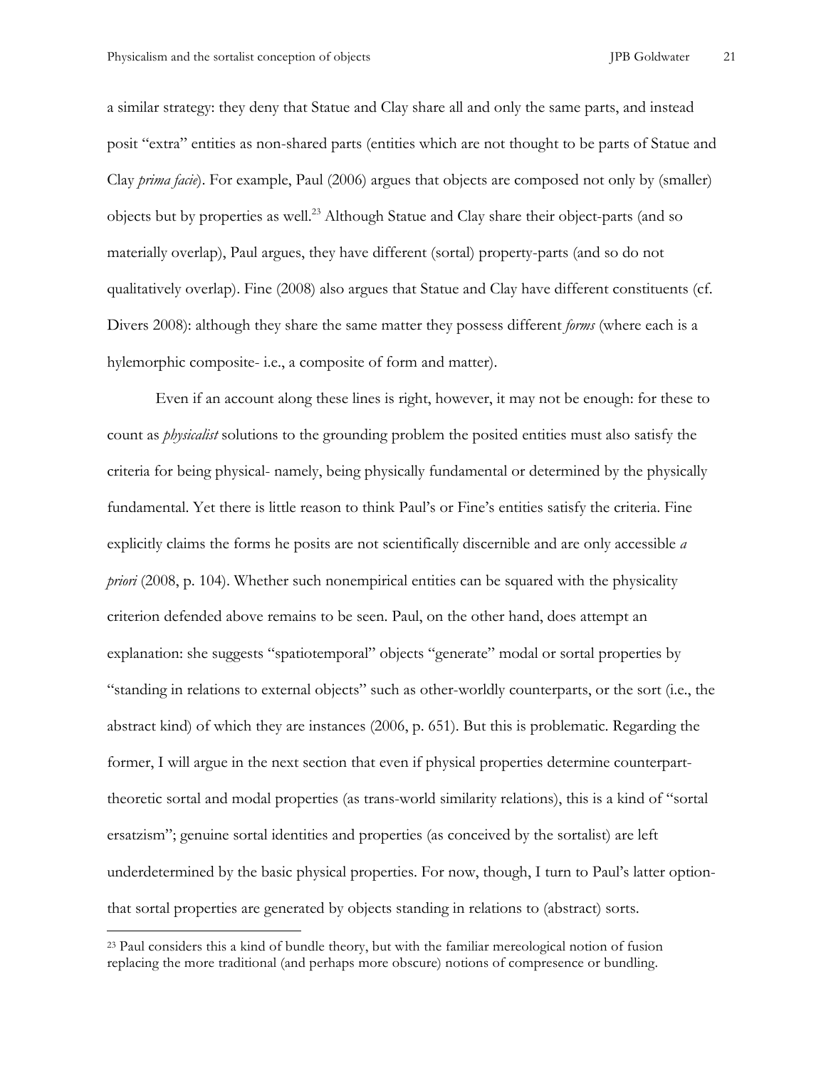a similar strategy: they deny that Statue and Clay share all and only the same parts, and instead posit "extra" entities as non-shared parts (entities which are not thought to be parts of Statue and Clay *prima facie*). For example, Paul (2006) argues that objects are composed not only by (smaller) objects but by properties as well.[23] Although Statue and Clay share their object-parts (and so materially overlap), Paul argues, they have different (sortal) property-parts (and so do not qualitatively overlap). Fine (2008) also argues that Statue and Clay have different constituents (cf. Divers 2008): although they share the same matter they possess different *forms* (where each is a hylemorphic composite- i.e., a composite of form and matter).

Even if an account along these lines is right, however, it may not be enough: for these to count as *physicalist* solutions to the grounding problem the posited entities must also satisfy the criteria for being physical- namely, being physically fundamental or determined by the physically fundamental. Yet there is little reason to think Paul's or Fine's entities satisfy the criteria. Fine explicitly claims the forms he posits are not scientifically discernible and are only accessible *a priori* (2008, p. 104). Whether such nonempirical entities can be squared with the physicality criterion defended above remains to be seen. Paul, on the other hand, does attempt an explanation: she suggests "spatiotemporal" objects "generate" modal or sortal properties by "standing in relations to external objects" such as other-worldly counterparts, or the sort (i.e., the abstract kind) of which they are instances (2006, p. 651). But this is problematic. Regarding the former, I will argue in the next section that even if physical properties determine counterpart-theoretic sortal and modal properties (as trans-world similarity relations), this is a kind of "sortal ersatzism"; genuine sortal identities and properties (as conceived by the sortalist) are left underdetermined by the basic physical properties. For now, though, I turn to Paul's latter option- that sortal properties are generated by objects standing in relations to (abstract) sorts.

---

[23] Paul considers this a kind of bundle theory, but with the familiar mereological notion of fusion replacing the more traditional (and perhaps more obscure) notions of compresence or bundling.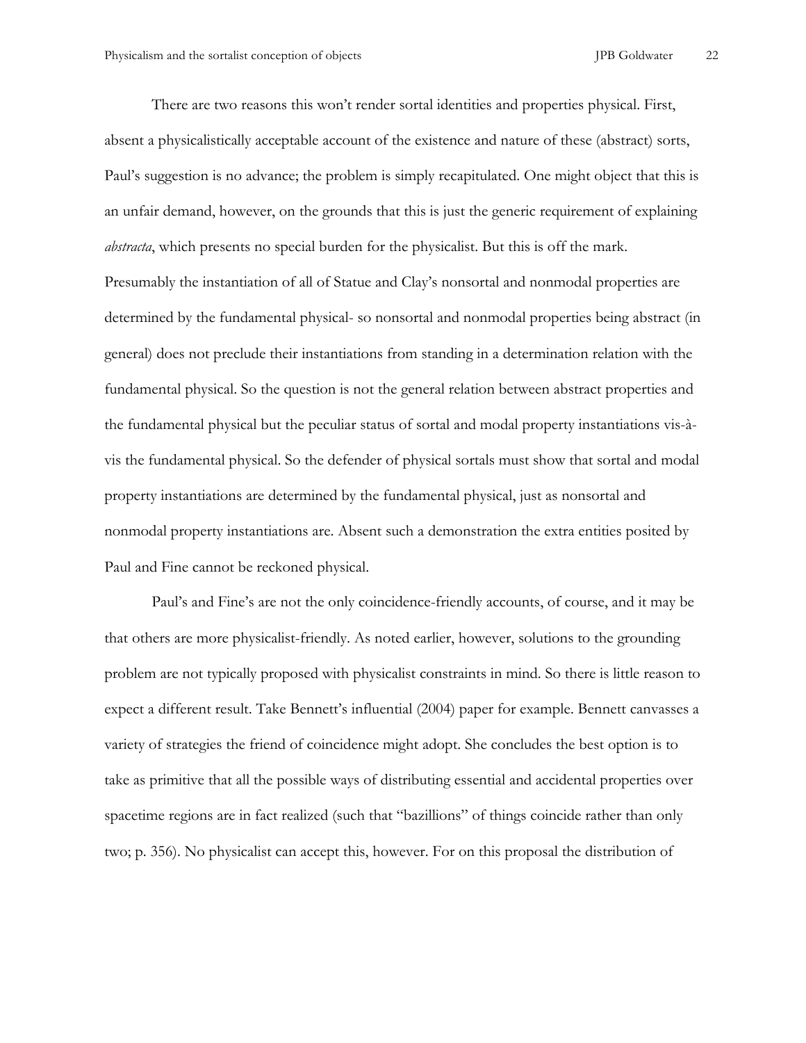There are two reasons this won't render sortal identities and properties physical. First, absent a physicalistically acceptable account of the existence and nature of these (abstract) sorts, Paul's suggestion is no advance; the problem is simply recapitulated. One might object that this is an unfair demand, however, on the grounds that this is just the generic requirement of explaining *abstracta*, which presents no special burden for the physicalist. But this is off the mark. Presumably the instantiation of all of Statue and Clay's nonsortal and nonmodal properties are determined by the fundamental physical- so nonsortal and nonmodal properties being abstract (in general) does not preclude their instantiations from standing in a determination relation with the fundamental physical. So the question is not the general relation between abstract properties and the fundamental physical but the peculiar status of sortal and modal property instantiations vis-à-vis the fundamental physical. So the defender of physical sortals must show that sortal and modal property instantiations are determined by the fundamental physical, just as nonsortal and nonmodal property instantiations are. Absent such a demonstration the extra entities posited by Paul and Fine cannot be reckoned physical.

Paul's and Fine's are not the only coincidence-friendly accounts, of course, and it may be that others are more physicalist-friendly. As noted earlier, however, solutions to the grounding problem are not typically proposed with physicalist constraints in mind. So there is little reason to expect a different result. Take Bennett's influential (2004) paper for example. Bennett canvasses a variety of strategies the friend of coincidence might adopt. She concludes the best option is to take as primitive that all the possible ways of distributing essential and accidental properties over spacetime regions are in fact realized (such that "bazillions" of things coincide rather than only two; p. 356). No physicalist can accept this, however. For on this proposal the distribution of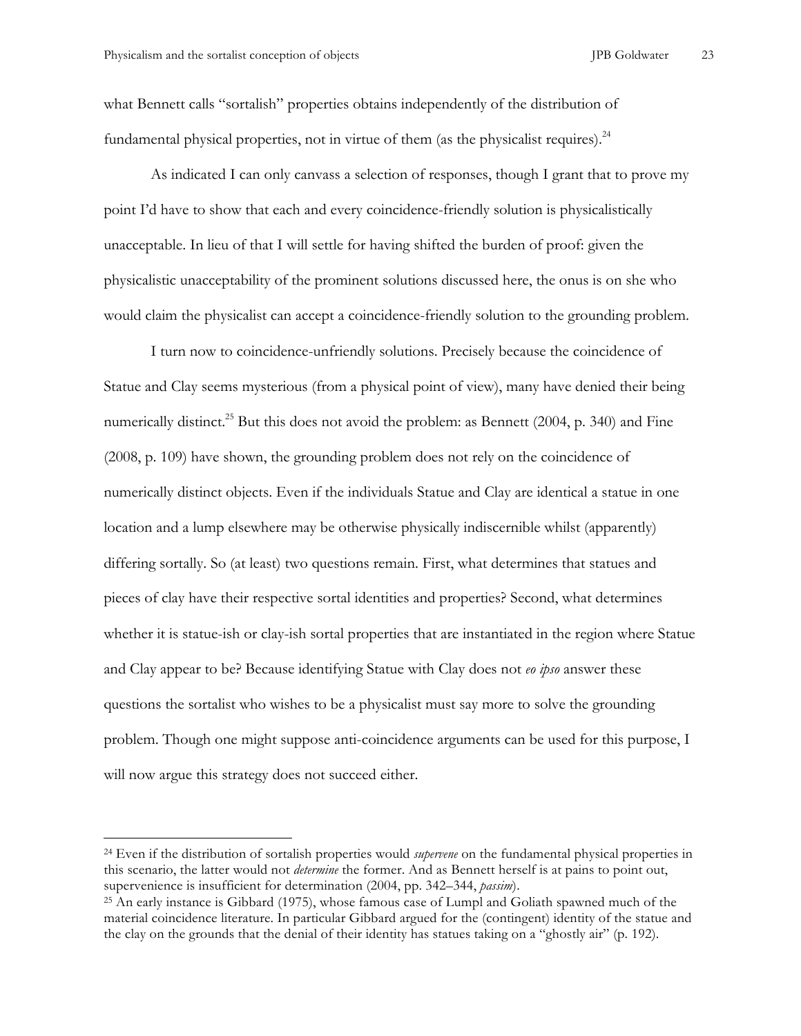what Bennett calls "sortalish" properties obtains independently of the distribution of fundamental physical properties, not in virtue of them (as the physicalist requires).[24]

As indicated I can only canvass a selection of responses, though I grant that to prove my point I'd have to show that each and every coincidence-friendly solution is physicalistically unacceptable. In lieu of that I will settle for having shifted the burden of proof: given the physicalistic unacceptability of the prominent solutions discussed here, the onus is on she who would claim the physicalist can accept a coincidence-friendly solution to the grounding problem.

I turn now to coincidence-unfriendly solutions. Precisely because the coincidence of Statue and Clay seems mysterious (from a physical point of view), many have denied their being numerically distinct.[25] But this does not avoid the problem: as Bennett (2004, p. 340) and Fine (2008, p. 109) have shown, the grounding problem does not rely on the coincidence of numerically distinct objects. Even if the individuals Statue and Clay are identical a statue in one location and a lump elsewhere may be otherwise physically indiscernible whilst (apparently) differing sortally. So (at least) two questions remain. First, what determines that statues and pieces of clay have their respective sortal identities and properties? Second, what determines whether it is statue-ish or clay-ish sortal properties that are instantiated in the region where Statue and Clay appear to be? Because identifying Statue with Clay does not *eo ipso* answer these questions the sortalist who wishes to be a physicalist must say more to solve the grounding problem. Though one might suppose anti-coincidence arguments can be used for this purpose, I will now argue this strategy does not succeed either.

---

[24] Even if the distribution of sortalish properties would *supervene* on the fundamental physical properties in this scenario, the latter would not *determine* the former. And as Bennett herself is at pains to point out, supervenience is insufficient for determination (2004, pp. 342–344, *passim*).

[25] An early instance is Gibbard (1975), whose famous case of Lumpl and Goliath spawned much of the material coincidence literature. In particular Gibbard argued for the (contingent) identity of the statue and the clay on the grounds that the denial of their identity has statues taking on a "ghostly air" (p. 192).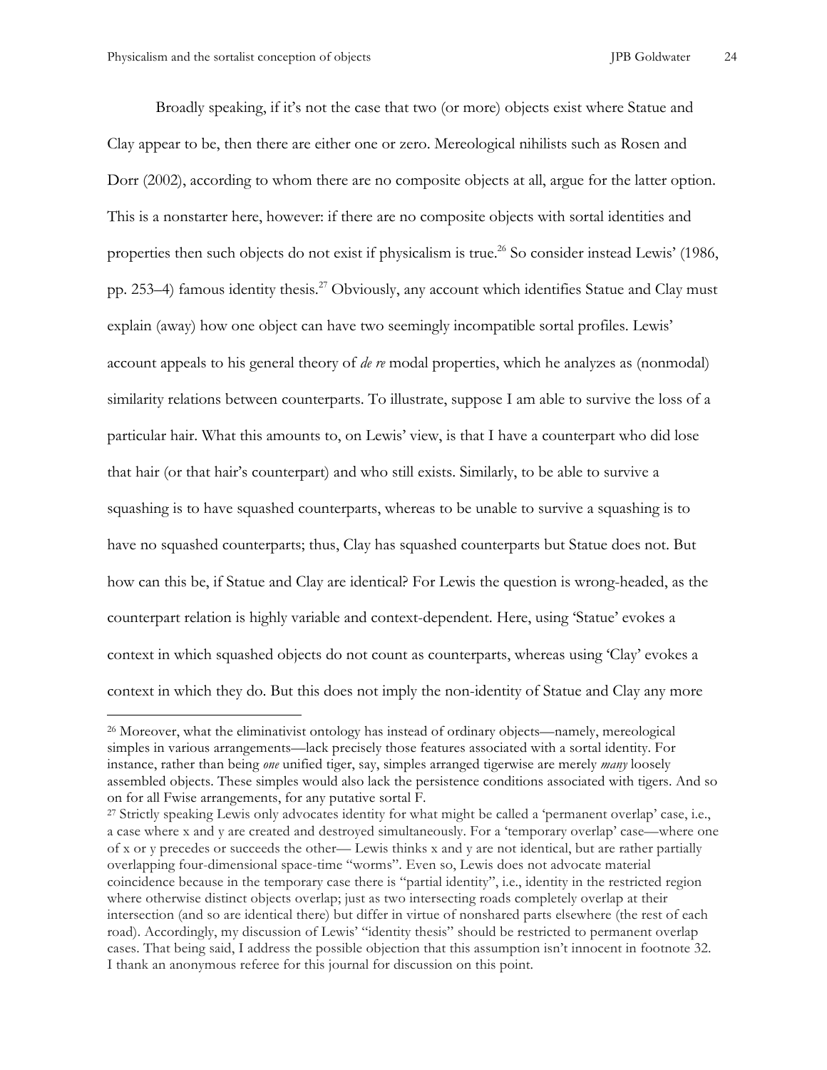Broadly speaking, if it's not the case that two (or more) objects exist where Statue and Clay appear to be, then there are either one or zero. Mereological nihilists such as Rosen and Dorr (2002), according to whom there are no composite objects at all, argue for the latter option. This is a nonstarter here, however: if there are no composite objects with sortal identities and properties then such objects do not exist if physicalism is true.[26] So consider instead Lewis' (1986, pp. 253–4) famous identity thesis.[27] Obviously, any account which identifies Statue and Clay must explain (away) how one object can have two seemingly incompatible sortal profiles. Lewis' account appeals to his general theory of *de re* modal properties, which he analyzes as (nonmodal) similarity relations between counterparts. To illustrate, suppose I am able to survive the loss of a particular hair. What this amounts to, on Lewis' view, is that I have a counterpart who did lose that hair (or that hair's counterpart) and who still exists. Similarly, to be able to survive a squashing is to have squashed counterparts, whereas to be unable to survive a squashing is to have no squashed counterparts; thus, Clay has squashed counterparts but Statue does not. But how can this be, if Statue and Clay are identical? For Lewis the question is wrong-headed, as the counterpart relation is highly variable and context-dependent. Here, using 'Statue' evokes a context in which squashed objects do not count as counterparts, whereas using 'Clay' evokes a context in which they do. But this does not imply the non-identity of Statue and Clay any more

---

[26] Moreover, what the eliminativist ontology has instead of ordinary objects—namely, mereological simples in various arrangements—lack precisely those features associated with a sortal identity. For instance, rather than being *one* unified tiger, say, simples arranged tigerwise are merely *many* loosely assembled objects. These simples would also lack the persistence conditions associated with tigers. And so on for all Fwise arrangements, for any putative sortal F.

[27] Strictly speaking Lewis only advocates identity for what might be called a 'permanent overlap' case, i.e., a case where x and y are created and destroyed simultaneously. For a 'temporary overlap' case—where one of x or y precedes or succeeds the other— Lewis thinks x and y are not identical, but are rather partially overlapping four-dimensional space-time "worms". Even so, Lewis does not advocate material coincidence because in the temporary case there is "partial identity", i.e., identity in the restricted region where otherwise distinct objects overlap; just as two intersecting roads completely overlap at their intersection (and so are identical there) but differ in virtue of nonshared parts elsewhere (the rest of each road). Accordingly, my discussion of Lewis' "identity thesis" should be restricted to permanent overlap cases. That being said, I address the possible objection that this assumption isn't innocent in footnote 32. I thank an anonymous referee for this journal for discussion on this point.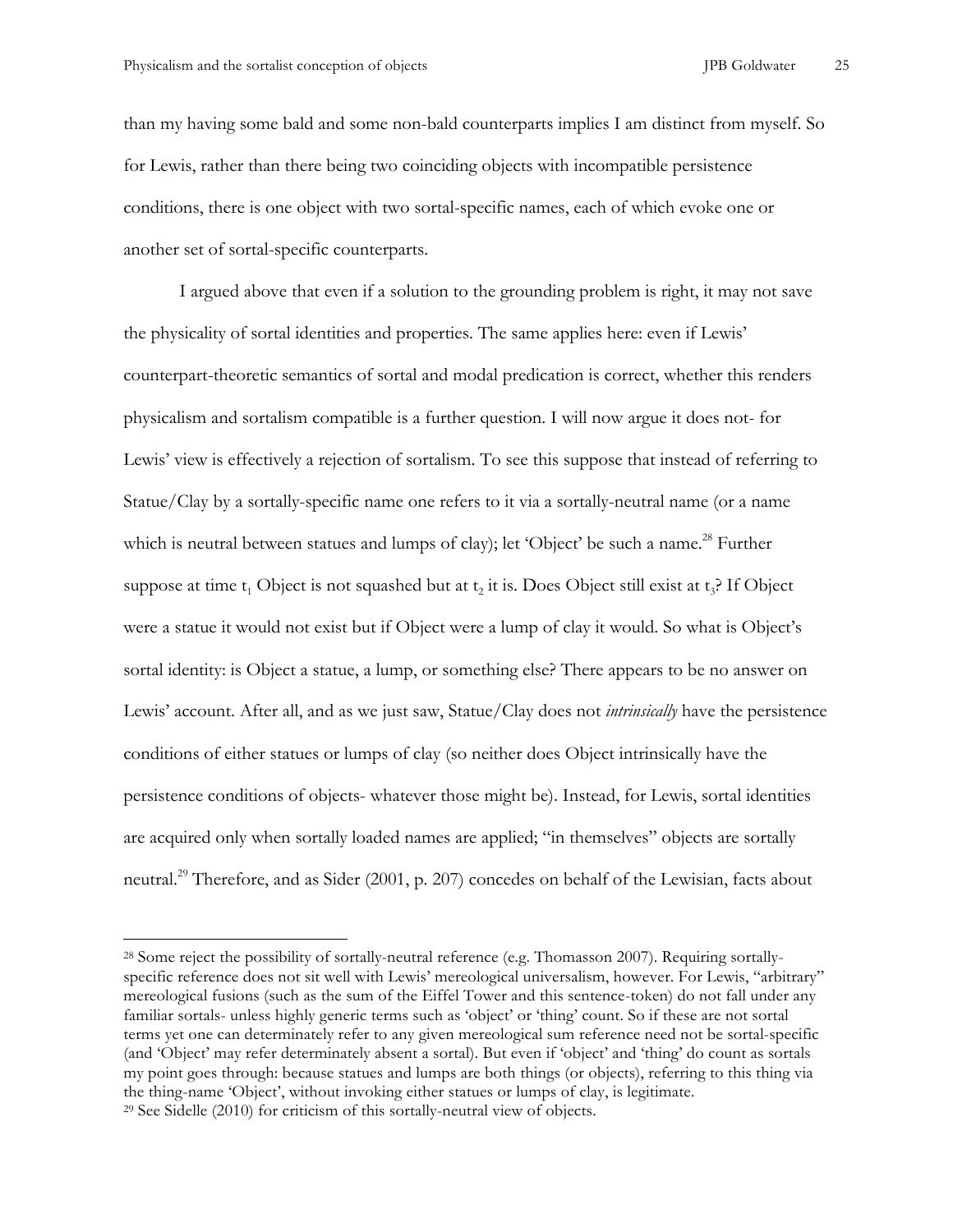than my having some bald and some non-bald counterparts implies I am distinct from myself. So for Lewis, rather than there being two coinciding objects with incompatible persistence conditions, there is one object with two sortal-specific names, each of which evoke one or another set of sortal-specific counterparts.

I argued above that even if a solution to the grounding problem is right, it may not save the physicality of sortal identities and properties. The same applies here: even if Lewis' counterpart-theoretic semantics of sortal and modal predication is correct, whether this renders physicalism and sortalism compatible is a further question. I will now argue it does not- for Lewis' view is effectively a rejection of sortalism. To see this suppose that instead of referring to Statue/Clay by a sortally-specific name one refers to it via a sortally-neutral name (or a name which is neutral between statues and lumps of clay); let 'Object' be such a name.[28] Further suppose at time $t_1$ Object is not squashed but at $t_2$ it is. Does Object still exist at $t_3$? If Object were a statue it would not exist but if Object were a lump of clay it would. So what is Object's sortal identity: is Object a statue, a lump, or something else? There appears to be no answer on Lewis' account. After all, and as we just saw, Statue/Clay does not *intrinsically* have the persistence conditions of either statues or lumps of clay (so neither does Object intrinsically have the persistence conditions of objects- whatever those might be). Instead, for Lewis, sortal identities are acquired only when sortally loaded names are applied; "in themselves" objects are sortally neutral.[29] Therefore, and as Sider (2001, p. 207) concedes on behalf of the Lewisian, facts about

[28] Some reject the possibility of sortally-neutral reference (e.g. Thomasson 2007). Requiring sortally-specific reference does not sit well with Lewis' mereological universalism, however. For Lewis, "arbitrary" mereological fusions (such as the sum of the Eiffel Tower and this sentence-token) do not fall under any familiar sortals- unless highly generic terms such as 'object' or 'thing' count. So if these are not sortal terms yet one can determinately refer to any given mereological sum reference need not be sortal-specific (and 'Object' may refer determinately absent a sortal). But even if 'object' and 'thing' do count as sortals my point goes through: because statues and lumps are both things (or objects), referring to this thing via the thing-name 'Object', without invoking either statues or lumps of clay, is legitimate.

[29] See Sidelle (2010) for criticism of this sortally-neutral view of objects.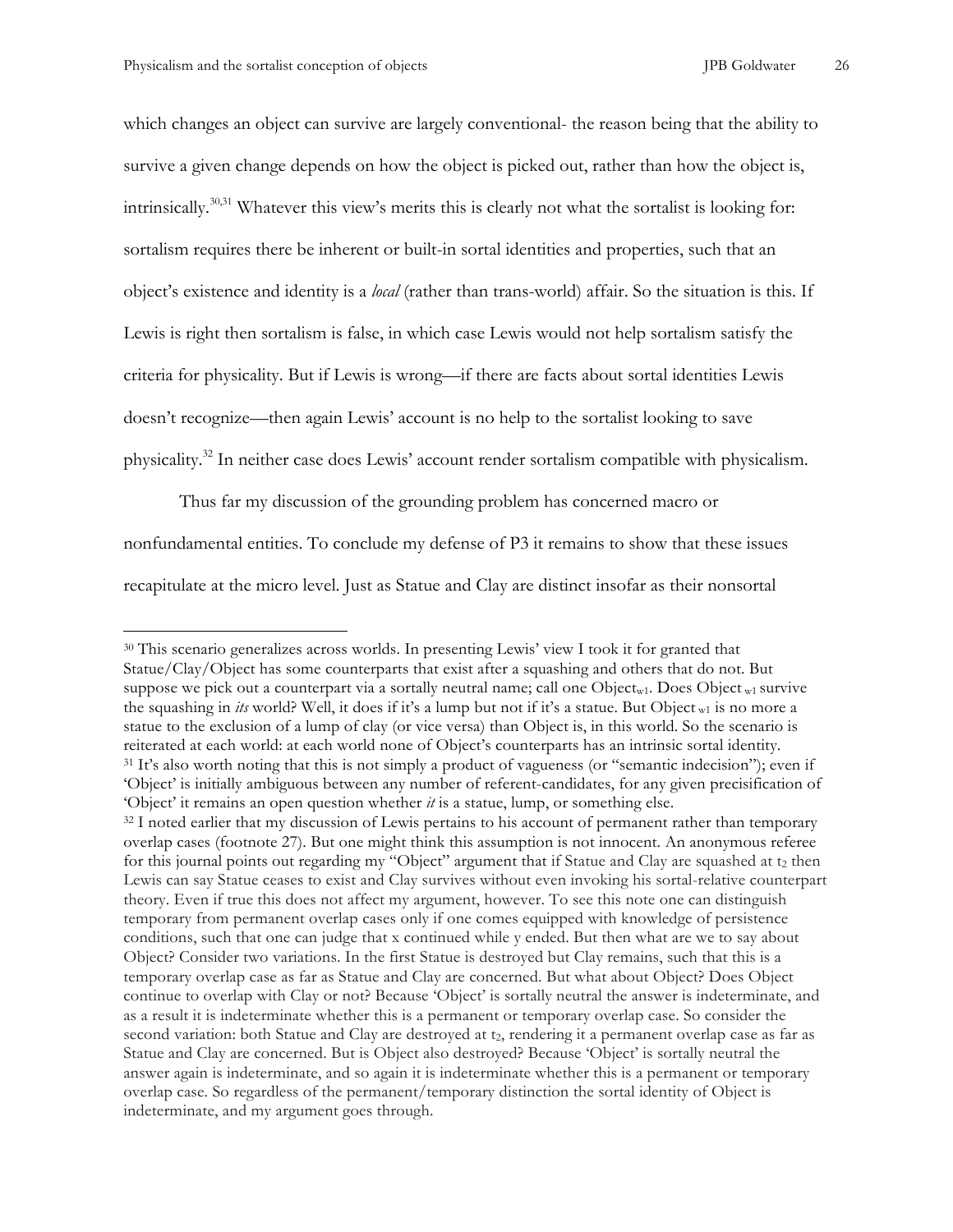which changes an object can survive are largely conventional- the reason being that the ability to survive a given change depends on how the object is picked out, rather than how the object is, intrinsically.[30,31] Whatever this view's merits this is clearly not what the sortalist is looking for: sortalism requires there be inherent or built-in sortal identities and properties, such that an object's existence and identity is a *local* (rather than trans-world) affair. So the situation is this. If Lewis is right then sortalism is false, in which case Lewis would not help sortalism satisfy the criteria for physicality. But if Lewis is wrong—if there are facts about sortal identities Lewis doesn't recognize—then again Lewis' account is no help to the sortalist looking to save physicality.[32] In neither case does Lewis' account render sortalism compatible with physicalism.

Thus far my discussion of the grounding problem has concerned macro or nonfundamental entities. To conclude my defense of P3 it remains to show that these issues recapitulate at the micro level. Just as Statue and Clay are distinct insofar as their nonsortal

---

[30] This scenario generalizes across worlds. In presenting Lewis' view I took it for granted that Statue/Clay/Object has some counterparts that exist after a squashing and others that do not. But suppose we pick out a counterpart via a sortally neutral name; call one $\text{Object}_{w1}$. Does $\text{Object}_{w1}$ survive the squashing in *its* world? Well, it does if it's a lump but not if it's a statue. But $\text{Object}_{w1}$ is no more a statue to the exclusion of a lump of clay (or vice versa) than Object is, in this world. So the scenario is reiterated at each world: at each world none of Object's counterparts has an intrinsic sortal identity.

[31] It's also worth noting that this is not simply a product of vagueness (or "semantic indecision"); even if 'Object' is initially ambiguous between any number of referent-candidates, for any given precisification of 'Object' it remains an open question whether *it* is a statue, lump, or something else.

[32] I noted earlier that my discussion of Lewis pertains to his account of permanent rather than temporary overlap cases (footnote 27). But one might think this assumption is not innocent. An anonymous referee for this journal points out regarding my "Object" argument that if Statue and Clay are squashed at $t_2$ then Lewis can say Statue ceases to exist and Clay survives without even invoking his sortal-relative counterpart theory. Even if true this does not affect my argument, however. To see this note one can distinguish temporary from permanent overlap cases only if one comes equipped with knowledge of persistence conditions, such that one can judge that x continued while y ended. But then what are we to say about Object? Consider two variations. In the first Statue is destroyed but Clay remains, such that this is a temporary overlap case as far as Statue and Clay are concerned. But what about Object? Does Object continue to overlap with Clay or not? Because 'Object' is sortally neutral the answer is indeterminate, and as a result it is indeterminate whether this is a permanent or temporary overlap case. So consider the second variation: both Statue and Clay are destroyed at $t_2$, rendering it a permanent overlap case as far as Statue and Clay are concerned. But is Object also destroyed? Because 'Object' is sortally neutral the answer again is indeterminate, and so again it is indeterminate whether this is a permanent or temporary overlap case. So regardless of the permanent/temporary distinction the sortal identity of Object is indeterminate, and my argument goes through.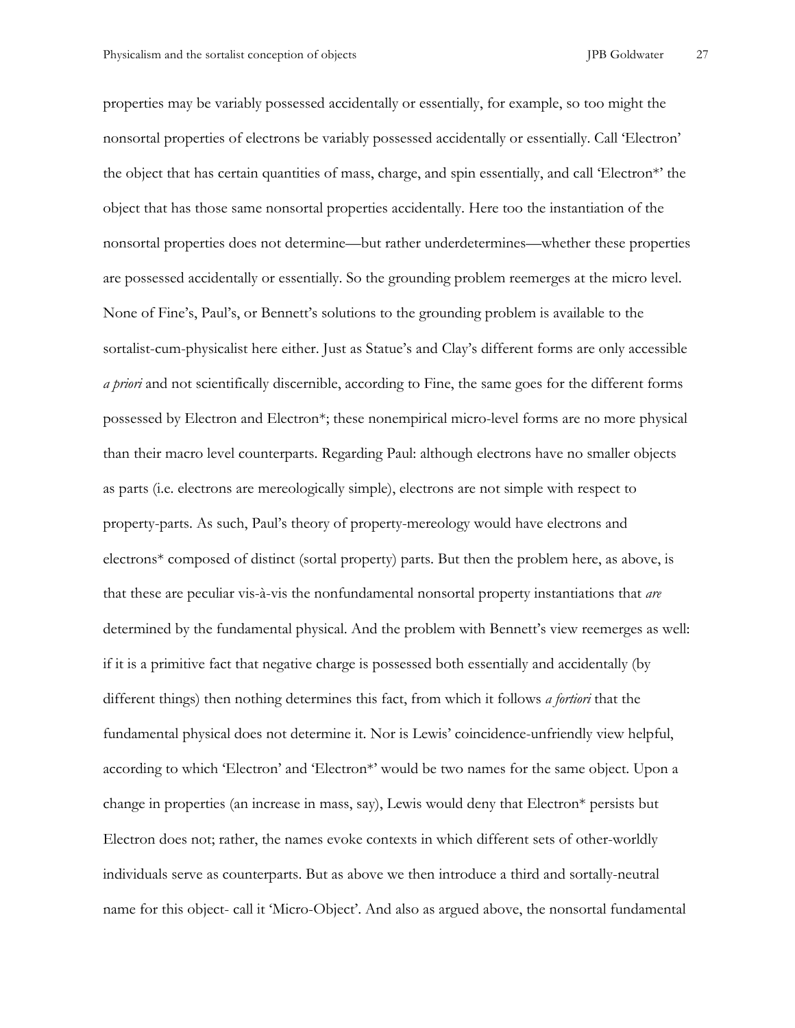properties may be variably possessed accidentally or essentially, for example, so too might the nonsortal properties of electrons be variably possessed accidentally or essentially. Call 'Electron' the object that has certain quantities of mass, charge, and spin essentially, and call 'Electron*' the object that has those same nonsortal properties accidentally. Here too the instantiation of the nonsortal properties does not determine—but rather underdetermines—whether these properties are possessed accidentally or essentially. So the grounding problem reemerges at the micro level. None of Fine's, Paul's, or Bennett's solutions to the grounding problem is available to the sortalist-cum-physicalist here either. Just as Statue's and Clay's different forms are only accessible *a priori* and not scientifically discernible, according to Fine, the same goes for the different forms possessed by Electron and Electron*; these nonempirical micro-level forms are no more physical than their macro level counterparts. Regarding Paul: although electrons have no smaller objects as parts (i.e. electrons are mereologically simple), electrons are not simple with respect to property-parts. As such, Paul's theory of property-mereology would have electrons and electrons* composed of distinct (sortal property) parts. But then the problem here, as above, is that these are peculiar vis-à-vis the nonfundamental nonsortal property instantiations that *are* determined by the fundamental physical. And the problem with Bennett's view reemerges as well: if it is a primitive fact that negative charge is possessed both essentially and accidentally (by different things) then nothing determines this fact, from which it follows *a fortiori* that the fundamental physical does not determine it. Nor is Lewis' coincidence-unfriendly view helpful, according to which 'Electron' and 'Electron*' would be two names for the same object. Upon a change in properties (an increase in mass, say), Lewis would deny that Electron* persists but Electron does not; rather, the names evoke contexts in which different sets of other-worldly individuals serve as counterparts. But as above we then introduce a third and sortally-neutral name for this object- call it 'Micro-Object'. And also as argued above, the nonsortal fundamental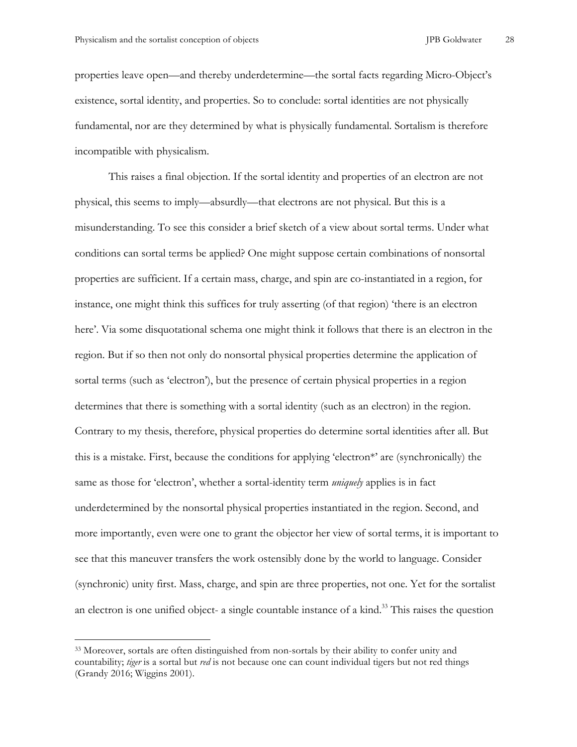properties leave open—and thereby underdetermine—the sortal facts regarding Micro-Object's existence, sortal identity, and properties. So to conclude: sortal identities are not physically fundamental, nor are they determined by what is physically fundamental. Sortalism is therefore incompatible with physicalism.

This raises a final objection. If the sortal identity and properties of an electron are not physical, this seems to imply—absurdly—that electrons are not physical. But this is a misunderstanding. To see this consider a brief sketch of a view about sortal terms. Under what conditions can sortal terms be applied? One might suppose certain combinations of nonsortal properties are sufficient. If a certain mass, charge, and spin are co-instantiated in a region, for instance, one might think this suffices for truly asserting (of that region) 'there is an electron here'. Via some disquotational schema one might think it follows that there is an electron in the region. But if so then not only do nonsortal physical properties determine the application of sortal terms (such as 'electron'), but the presence of certain physical properties in a region determines that there is something with a sortal identity (such as an electron) in the region. Contrary to my thesis, therefore, physical properties do determine sortal identities after all. But this is a mistake. First, because the conditions for applying 'electron*' are (synchronically) the same as those for 'electron', whether a sortal-identity term *uniquely* applies is in fact underdetermined by the nonsortal physical properties instantiated in the region. Second, and more importantly, even were one to grant the objector her view of sortal terms, it is important to see that this maneuver transfers the work ostensibly done by the world to language. Consider (synchronic) unity first. Mass, charge, and spin are three properties, not one. Yet for the sortalist an electron is one unified object- a single countable instance of a kind.[33] This raises the question

[33] Moreover, sortals are often distinguished from non-sortals by their ability to confer unity and countability; *tiger* is a sortal but *red* is not because one can count individual tigers but not red things (Grandy 2016; Wiggins 2001).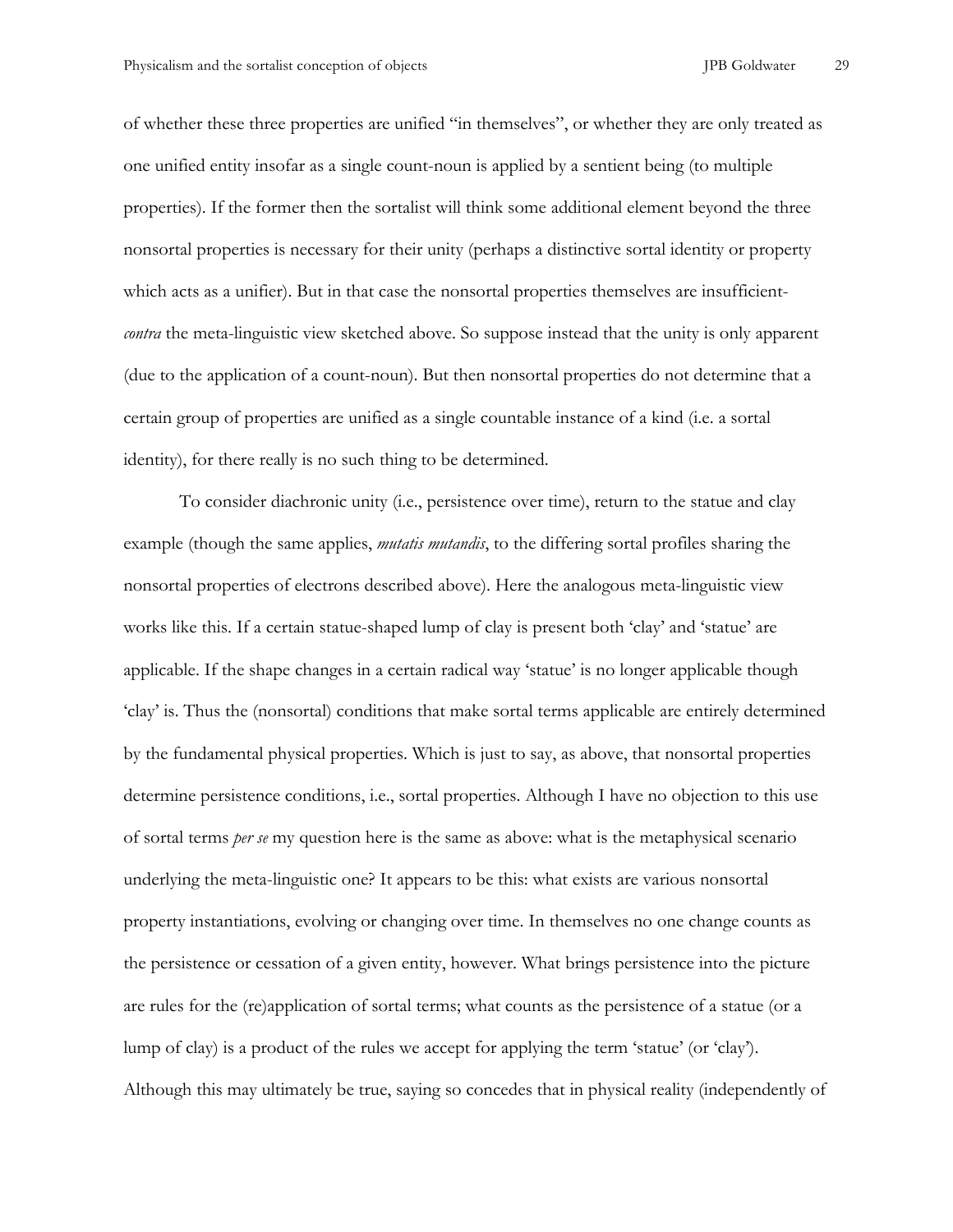of whether these three properties are unified "in themselves", or whether they are only treated as one unified entity insofar as a single count-noun is applied by a sentient being (to multiple properties). If the former then the sortalist will think some additional element beyond the three nonsortal properties is necessary for their unity (perhaps a distinctive sortal identity or property which acts as a unifier). But in that case the nonsortal properties themselves are insufficient- *contra* the meta-linguistic view sketched above. So suppose instead that the unity is only apparent (due to the application of a count-noun). But then nonsortal properties do not determine that a certain group of properties are unified as a single countable instance of a kind (i.e. a sortal identity), for there really is no such thing to be determined.

To consider diachronic unity (i.e., persistence over time), return to the statue and clay example (though the same applies, *mutatis mutandis*, to the differing sortal profiles sharing the nonsortal properties of electrons described above). Here the analogous meta-linguistic view works like this. If a certain statue-shaped lump of clay is present both 'clay' and 'statue' are applicable. If the shape changes in a certain radical way 'statue' is no longer applicable though 'clay' is. Thus the (nonsortal) conditions that make sortal terms applicable are entirely determined by the fundamental physical properties. Which is just to say, as above, that nonsortal properties determine persistence conditions, i.e., sortal properties. Although I have no objection to this use of sortal terms *per se* my question here is the same as above: what is the metaphysical scenario underlying the meta-linguistic one? It appears to be this: what exists are various nonsortal property instantiations, evolving or changing over time. In themselves no one change counts as the persistence or cessation of a given entity, however. What brings persistence into the picture are rules for the (re)application of sortal terms; what counts as the persistence of a statue (or a lump of clay) is a product of the rules we accept for applying the term 'statue' (or 'clay'). Although this may ultimately be true, saying so concedes that in physical reality (independently of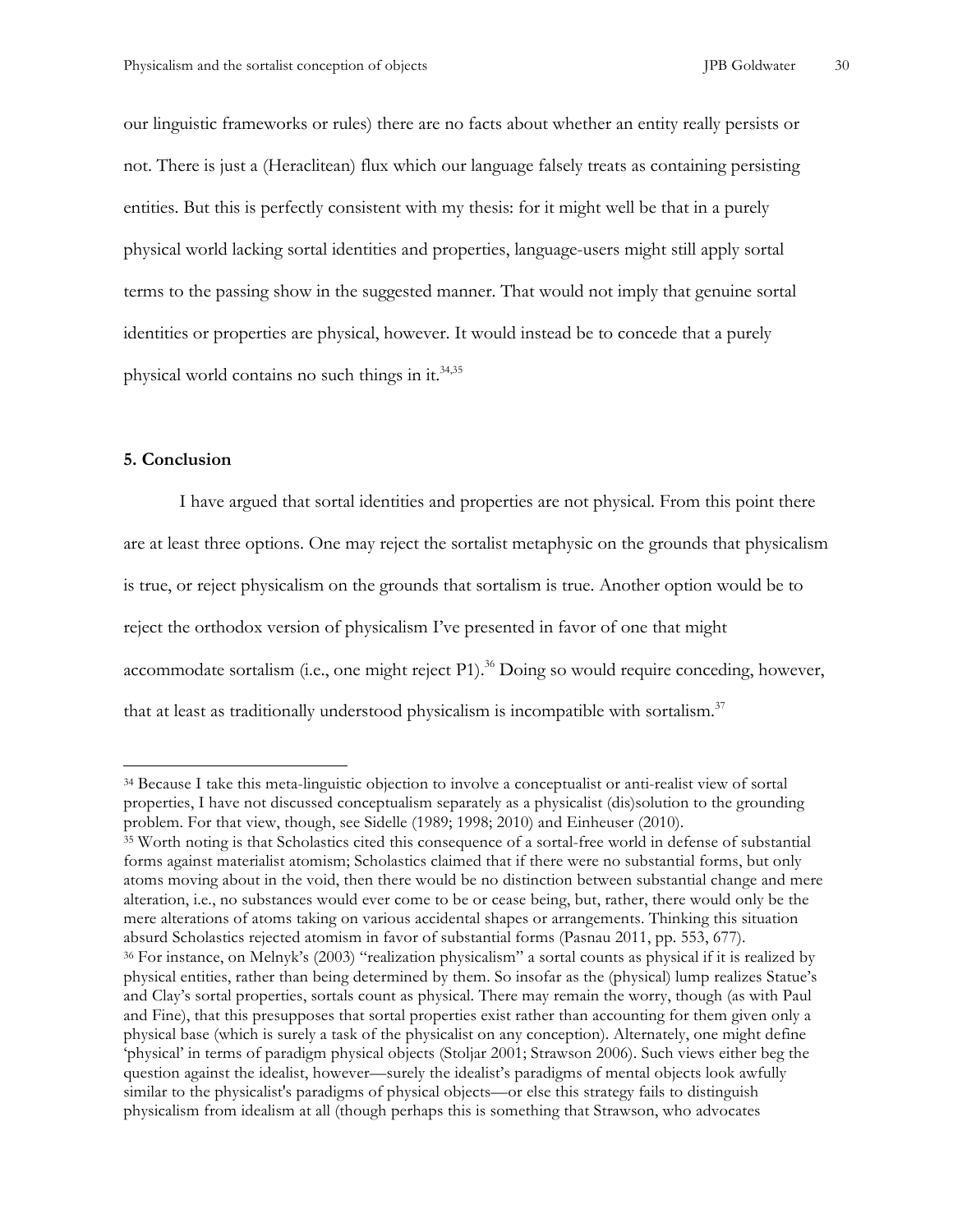our linguistic frameworks or rules) there are no facts about whether an entity really persists or not. There is just a (Heraclitean) flux which our language falsely treats as containing persisting entities. But this is perfectly consistent with my thesis: for it might well be that in a purely physical world lacking sortal identities and properties, language-users might still apply sortal terms to the passing show in the suggested manner. That would not imply that genuine sortal identities or properties are physical, however. It would instead be to concede that a purely physical world contains no such things in it.[34,35]

## 5. Conclusion

I have argued that sortal identities and properties are not physical. From this point there are at least three options. One may reject the sortalist metaphysic on the grounds that physicalism is true, or reject physicalism on the grounds that sortalism is true. Another option would be to reject the orthodox version of physicalism I've presented in favor of one that might accommodate sortalism (i.e., one might reject P1).[36] Doing so would require conceding, however, that at least as traditionally understood physicalism is incompatible with sortalism.[37]

---

[34] Because I take this meta-linguistic objection to involve a conceptualist or anti-realist view of sortal properties, I have not discussed conceptualism separately as a physicalist (dis)solution to the grounding problem. For that view, though, see Sidelle (1989; 1998; 2010) and Einheuser (2010).

[35] Worth noting is that Scholastics cited this consequence of a sortal-free world in defense of substantial forms against materialist atomism; Scholastics claimed that if there were no substantial forms, but only atoms moving about in the void, then there would be no distinction between substantial change and mere alteration, i.e., no substances would ever come to be or cease being, but, rather, there would only be the mere alterations of atoms taking on various accidental shapes or arrangements. Thinking this situation absurd Scholastics rejected atomism in favor of substantial forms (Pasnau 2011, pp. 553, 677).

[36] For instance, on Melnyk's (2003) "realization physicalism" a sortal counts as physical if it is realized by physical entities, rather than being determined by them. So insofar as the (physical) lump realizes Statue's and Clay's sortal properties, sortals count as physical. There may remain the worry, though (as with Paul and Fine), that this presupposes that sortal properties exist rather than accounting for them given only a physical base (which is surely a task of the physicalist on any conception). Alternately, one might define 'physical' in terms of paradigm physical objects (Stoljar 2001; Strawson 2006). Such views either beg the question against the idealist, however—surely the idealist's paradigms of mental objects look awfully similar to the physicalist's paradigms of physical objects—or else this strategy fails to distinguish physicalism from idealism at all (though perhaps this is something that Strawson, who advocates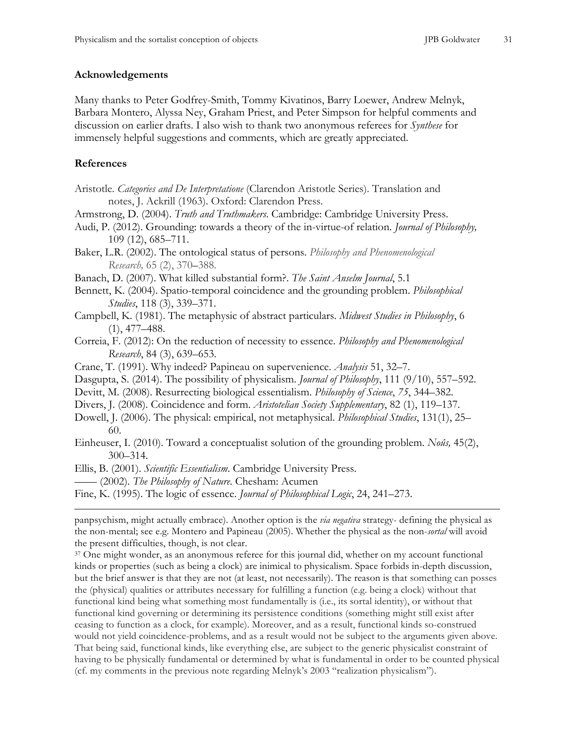## Acknowledgements

Many thanks to Peter Godfrey-Smith, Tommy Kivatinos, Barry Loewer, Andrew Melnyk, Barbara Montero, Alyssa Ney, Graham Priest, and Peter Simpson for helpful comments and discussion on earlier drafts. I also wish to thank two anonymous referees for *Synthese* for immensely helpful suggestions and comments, which are greatly appreciated.

## References

Aristotle. *Categories and De Interpretatione* (Clarendon Aristotle Series). Translation and notes, J. Ackrill (1963). Oxford: Clarendon Press.

Armstrong, D. (2004). *Truth and Truthmakers*. Cambridge: Cambridge University Press.

Audi, P. (2012). Grounding: towards a theory of the in-virtue-of relation. *Journal of Philosophy,* 109 (12), 685–711.

Baker, L.R. (2002). The ontological status of persons. *Philosophy and Phenomenological Research,* 65 (2), 370–388.

Banach, D. (2007). What killed substantial form?. *The Saint Anselm Journal*, 5.1

Bennett, K. (2004). Spatio-temporal coincidence and the grounding problem. *Philosophical Studies*, 118 (3), 339–371.

Campbell, K. (1981). The metaphysic of abstract particulars. *Midwest Studies in Philosophy*, 6 (1), 477–488.

Correia, F. (2012): On the reduction of necessity to essence. *Philosophy and Phenomenological Research*, 84 (3), 639–653.

Crane, T. (1991). Why indeed? Papineau on supervenience. *Analysis* 51, 32–7.

Dasgupta, S. (2014). The possibility of physicalism. *Journal of Philosophy*, 111 (9/10), 557–592.

Devitt, M. (2008). Resurrecting biological essentialism. *Philosophy of Science*, *75*, 344–382.

Divers, J. (2008). Coincidence and form. *Aristotelian Society Supplementary*, 82 (1), 119–137.

Dowell, J. (2006). The physical: empirical, not metaphysical. *Philosophical Studies*, 131(1), 25–60.

Einheuser, I. (2010). Toward a conceptualist solution of the grounding problem. *Noûs,* 45(2), 300–314.

Ellis, B. (2001). *Scientific Essentialism.* Cambridge University Press.

—— (2002). *The Philosophy of Nature.* Chesham: Acumen

Fine, K. (1995). The logic of essence. *Journal of Philosophical Logic*, 24, 241–273.

---

panpsychism, might actually embrace). Another option is the *via negativa* strategy- defining the physical as the non-mental; see e.g. Montero and Papineau (2005). Whether the physical as the non-*sortal* will avoid the present difficulties, though, is not clear.

[37] One might wonder, as an anonymous referee for this journal did, whether on my account functional kinds or properties (such as being a clock) are inimical to physicalism. Space forbids in-depth discussion, but the brief answer is that they are not (at least, not necessarily). The reason is that something can posses the (physical) qualities or attributes necessary for fulfilling a function (e.g. being a clock) without that functional kind being what something most fundamentally is (i.e., its sortal identity), or without that functional kind governing or determining its persistence conditions (something might still exist after ceasing to function as a clock, for example). Moreover, and as a result, functional kinds so-construed would not yield coincidence-problems, and as a result would not be subject to the arguments given above. That being said, functional kinds, like everything else, are subject to the generic physicalist constraint of having to be physically fundamental or determined by what is fundamental in order to be counted physical (cf. my comments in the previous note regarding Melnyk's 2003 "realization physicalism").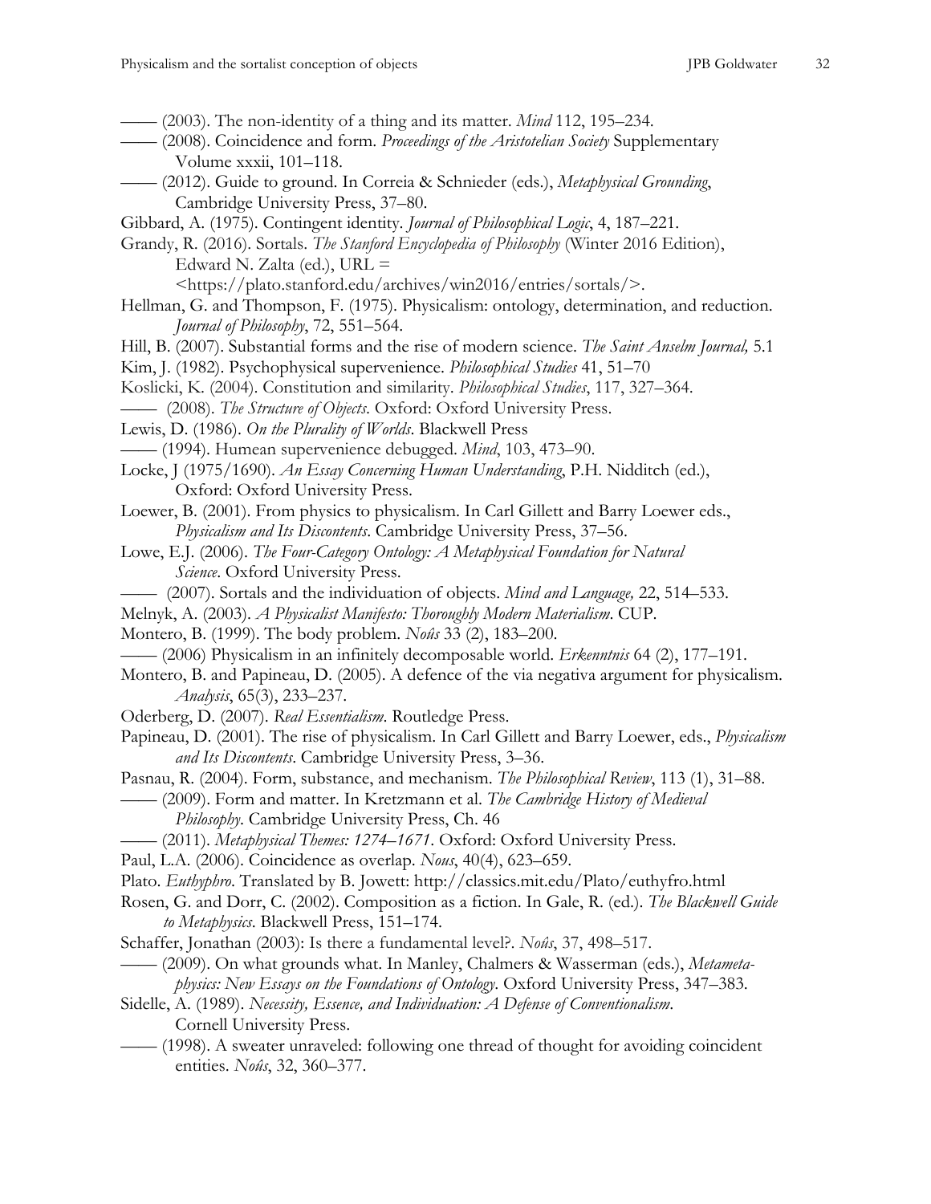—— (2003). The non-identity of a thing and its matter. *Mind* 112, 195–234.

—— (2008). Coincidence and form. *Proceedings of the Aristotelian Society* Supplementary Volume xxxii, 101–118.

—— (2012). Guide to ground. In Correia & Schnieder (eds.), *Metaphysical Grounding*, Cambridge University Press, 37–80.

Gibbard, A. (1975). Contingent identity. *Journal of Philosophical Logic*, 4, 187–221.

Grandy, R. (2016). Sortals. *The Stanford Encyclopedia of Philosophy* (Winter 2016 Edition), Edward N. Zalta (ed.), URL = <https://plato.stanford.edu/archives/win2016/entries/sortals/>.

Hellman, G. and Thompson, F. (1975). Physicalism: ontology, determination, and reduction. *Journal of Philosophy*, 72, 551–564.

Hill, B. (2007). Substantial forms and the rise of modern science. *The Saint Anselm Journal,* 5.1

Kim, J. (1982). Psychophysical supervenience. *Philosophical Studies* 41, 51–70

Koslicki, K. (2004). Constitution and similarity. *Philosophical Studies*, 117, 327–364.

—— (2008). *The Structure of Objects*. Oxford: Oxford University Press.

Lewis, D. (1986). *On the Plurality of Worlds*. Blackwell Press

—— (1994). Humean supervenience debugged. *Mind*, 103, 473–90.

Locke, J (1975/1690). *An Essay Concerning Human Understanding*, P.H. Nidditch (ed.), Oxford: Oxford University Press.

Loewer, B. (2001). From physics to physicalism. In Carl Gillett and Barry Loewer eds., *Physicalism and Its Discontents*. Cambridge University Press, 37–56.

Lowe, E.J. (2006). *The Four-Category Ontology: A Metaphysical Foundation for Natural Science*. Oxford University Press.

—— (2007). Sortals and the individuation of objects. *Mind and Language,* 22, 514–533.

Melnyk, A. (2003). *A Physicalist Manifesto: Thoroughly Modern Materialism*. CUP.

Montero, B. (1999). The body problem. *Noûs* 33 (2), 183–200.

—— (2006) Physicalism in an infinitely decomposable world. *Erkenntnis* 64 (2), 177–191.

Montero, B. and Papineau, D. (2005). A defence of the via negativa argument for physicalism. *Analysis*, 65(3), 233–237.

Oderberg, D. (2007). *Real Essentialism*. Routledge Press.

Papineau, D. (2001). The rise of physicalism. In Carl Gillett and Barry Loewer, eds., *Physicalism and Its Discontents*. Cambridge University Press, 3–36.

Pasnau, R. (2004). Form, substance, and mechanism. *The Philosophical Review*, 113 (1), 31–88.

—— (2009). Form and matter. In Kretzmann et al. *The Cambridge History of Medieval Philosophy*. Cambridge University Press, Ch. 46

—— (2011). *Metaphysical Themes: 1274–1671*. Oxford: Oxford University Press.

Paul, L.A. (2006). Coincidence as overlap. *Nous*, 40(4), 623–659.

Plato. *Euthyphro*. Translated by B. Jowett: http://classics.mit.edu/Plato/euthyfro.html

Rosen, G. and Dorr, C. (2002). Composition as a fiction. In Gale, R. (ed.). *The Blackwell Guide to Metaphysics*. Blackwell Press, 151–174.

Schaffer, Jonathan (2003): Is there a fundamental level?. *Noûs*, 37, 498–517.

—— (2009). On what grounds what. In Manley, Chalmers & Wasserman (eds.), *Metametaphysics: New Essays on the Foundations of Ontology*. Oxford University Press, 347–383.

Sidelle, A. (1989). *Necessity, Essence, and Individuation: A Defense of Conventionalism*. Cornell University Press.

—— (1998). A sweater unraveled: following one thread of thought for avoiding coincident entities. *Noûs*, 32, 360–377.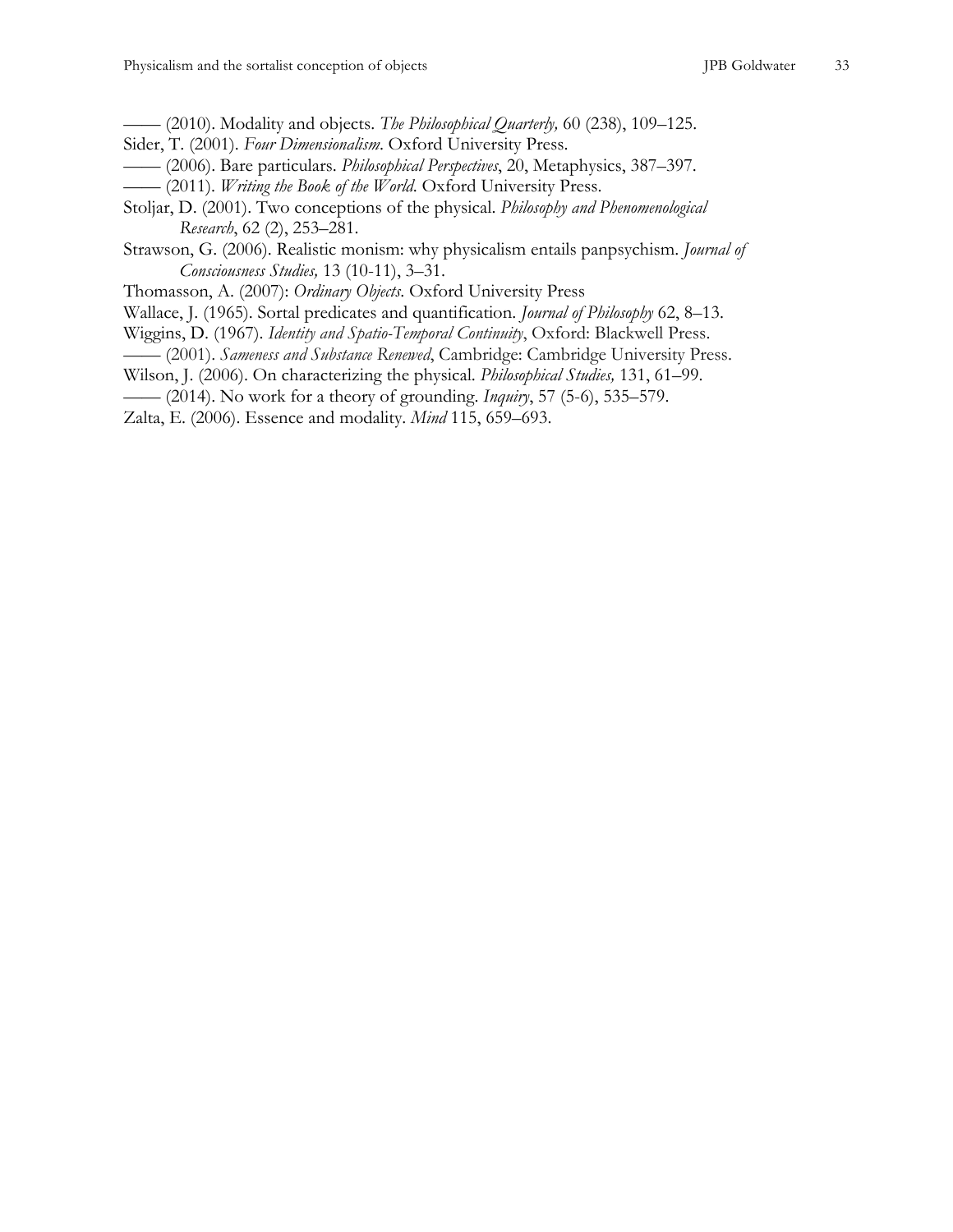—— (2010). Modality and objects. *The Philosophical Quarterly,* 60 (238), 109–125.

Sider, T. (2001). *Four Dimensionalism.* Oxford University Press.

—— (2006). Bare particulars. *Philosophical Perspectives*, 20, Metaphysics, 387–397.

—— (2011). *Writing the Book of the World.* Oxford University Press.

Stoljar, D. (2001). Two conceptions of the physical. *Philosophy and Phenomenological Research*, 62 (2), 253–281.

Strawson, G. (2006). Realistic monism: why physicalism entails panpsychism. *Journal of Consciousness Studies,* 13 (10-11), 3–31.

Thomasson, A. (2007): *Ordinary Objects.* Oxford University Press

Wallace, J. (1965). Sortal predicates and quantification. *Journal of Philosophy* 62, 8–13.

Wiggins, D. (1967). *Identity and Spatio-Temporal Continuity*, Oxford: Blackwell Press.

—— (2001). *Sameness and Substance Renewed*, Cambridge: Cambridge University Press.

Wilson, J. (2006). On characterizing the physical. *Philosophical Studies,* 131, 61–99.

—— (2014). No work for a theory of grounding. *Inquiry*, 57 (5-6), 535–579.

Zalta, E. (2006). Essence and modality. *Mind* 115, 659–693.